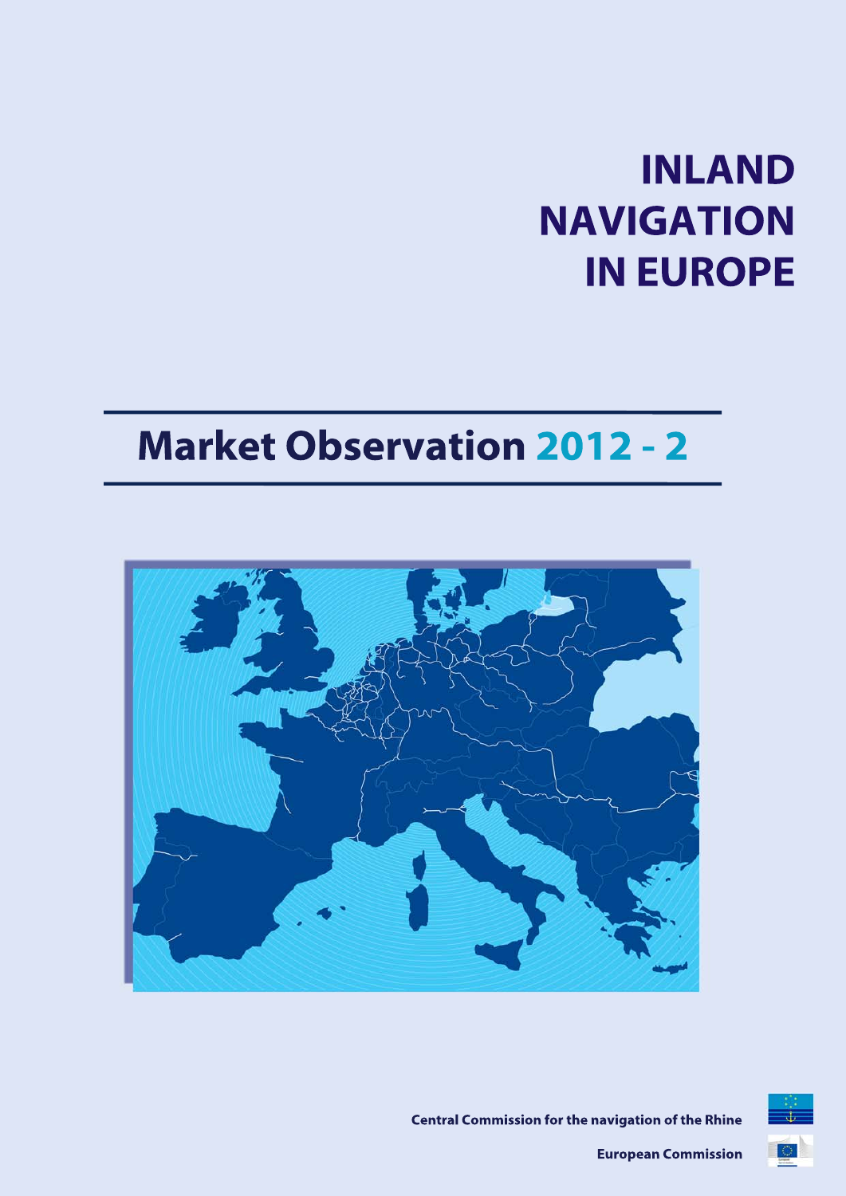# INLAND NAVIGATION IN EUROPE

## Market Observation 2012 - 2

Central Commission for the navigation of the Rhine

European Commission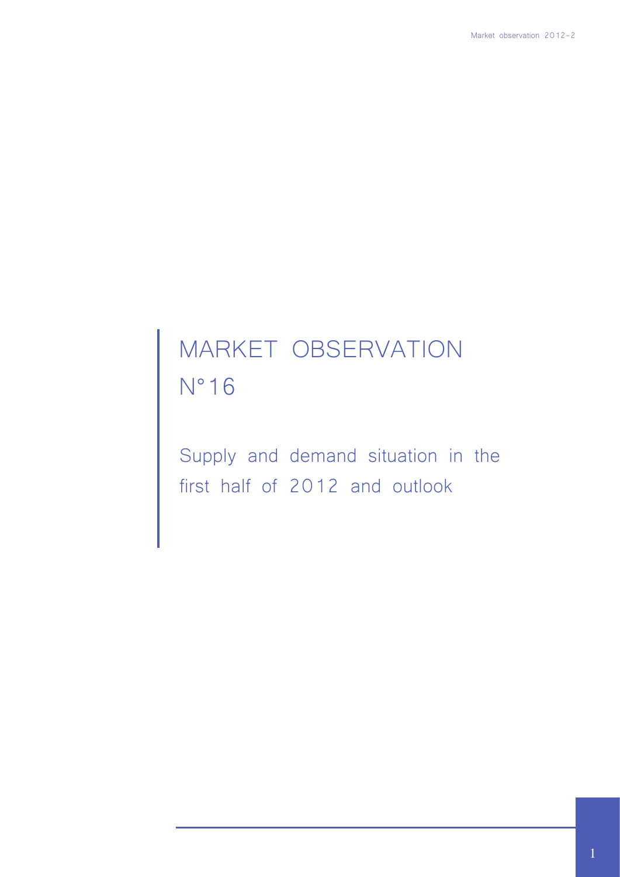# MARKET OBSERVATION N°16

Supply and demand situation in the first half of 2012 and outlook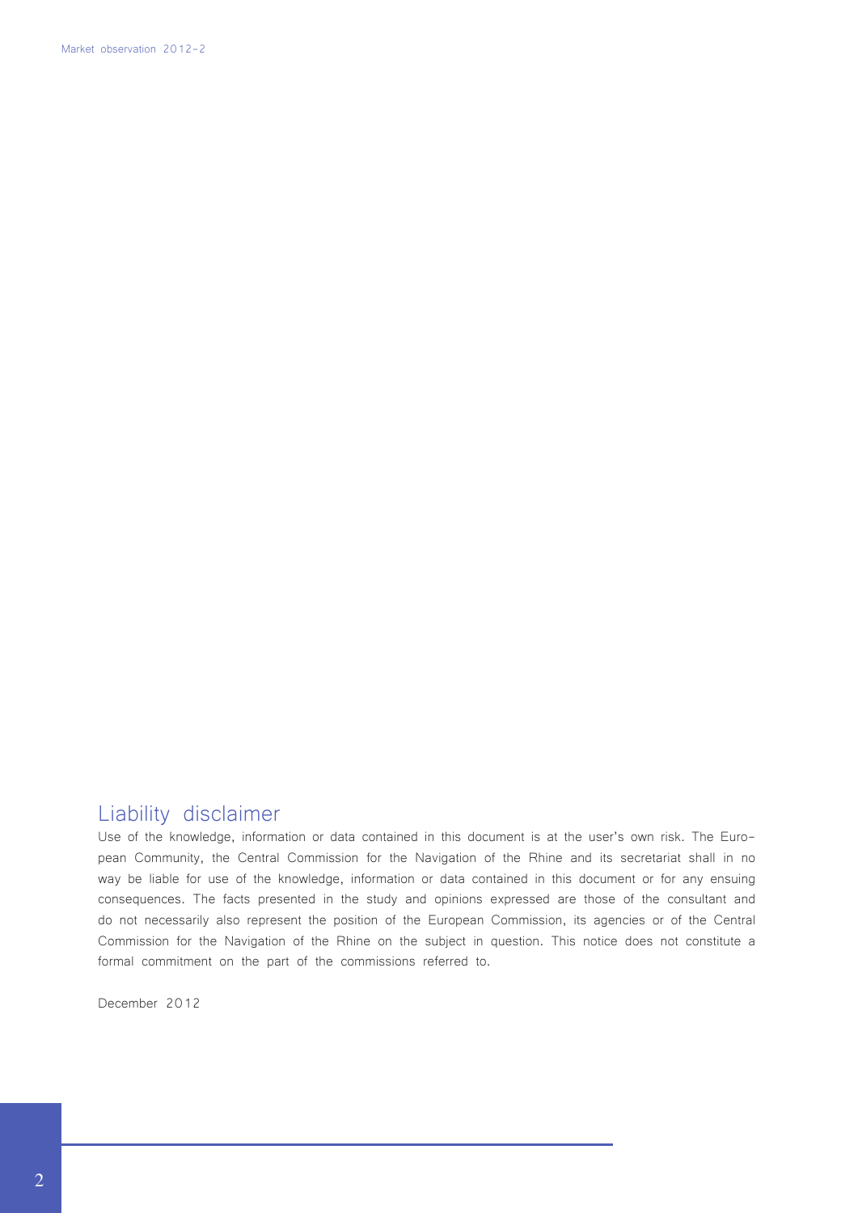## Liability disclaimer

Use of the knowledge, information or data contained in this document is at the user's own risk. The European Community, the Central Commission for the Navigation of the Rhine and its secretariat shall in no way be liable for use of the knowledge, information or data contained in this document or for any ensuing consequences. The facts presented in the study and opinions expressed are those of the consultant and do not necessarily also represent the position of the European Commission, its agencies or of the Central Commission for the Navigation of the Rhine on the subject in question. This notice does not constitute a formal commitment on the part of the commissions referred to.

December 2012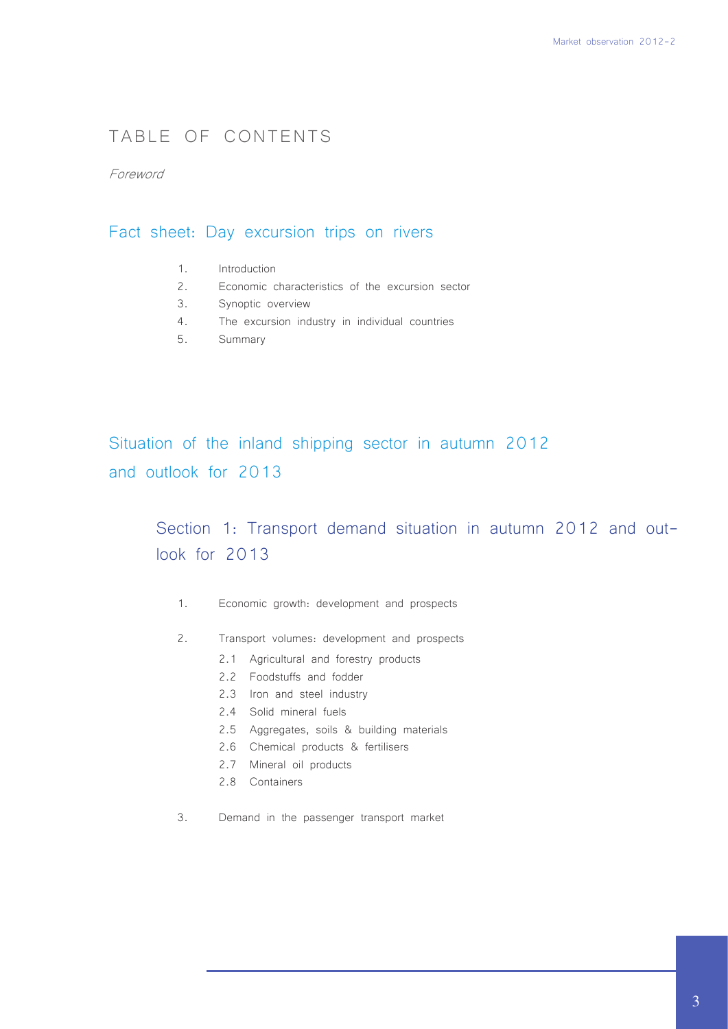# TABLE OF CONTENTS

*Foreword*

## Fact sheet: Day excursion trips on rivers

1. Introduction
2. Economic characteristics of the excursion sector
3. Synoptic overview
4. The excursion industry in individual countries
5. Summary

## Situation of the inland shipping sector in autumn 2012 and outlook for 2013

### Section 1: Transport demand situation in autumn 2012 and outlook for 2013

1. Economic growth: development and prospects

2. Transport volumes: development and prospects
   - 2.1 Agricultural and forestry products
   - 2.2 Foodstuffs and fodder
   - 2.3 Iron and steel industry
   - 2.4 Solid mineral fuels
   - 2.5 Aggregates, soils & building materials
   - 2.6 Chemical products & fertilisers
   - 2.7 Mineral oil products
   - 2.8 Containers

3. Demand in the passenger transport market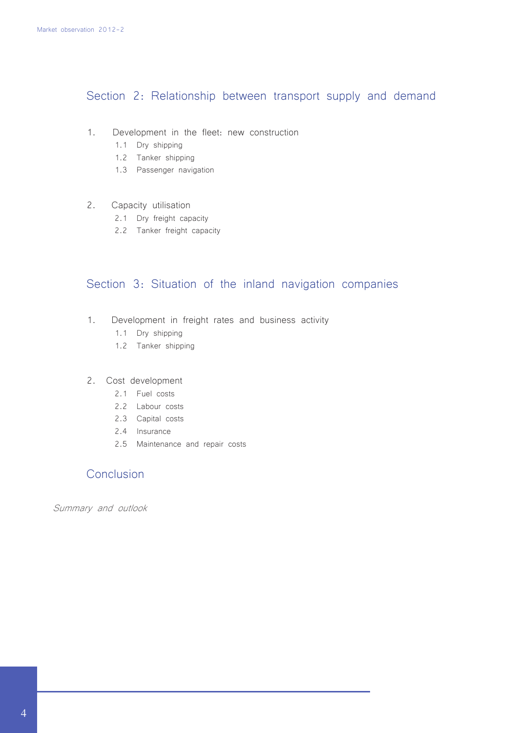## Section 2: Relationship between transport supply and demand

1. Development in the fleet: new construction
   - 1.1 Dry shipping
   - 1.2 Tanker shipping
   - 1.3 Passenger navigation

2. Capacity utilisation
   - 2.1 Dry freight capacity
   - 2.2 Tanker freight capacity

## Section 3: Situation of the inland navigation companies

1. Development in freight rates and business activity
   - 1.1 Dry shipping
   - 1.2 Tanker shipping

2. Cost development
   - 2.1 Fuel costs
   - 2.2 Labour costs
   - 2.3 Capital costs
   - 2.4 Insurance
   - 2.5 Maintenance and repair costs

## Conclusion

*Summary and outlook*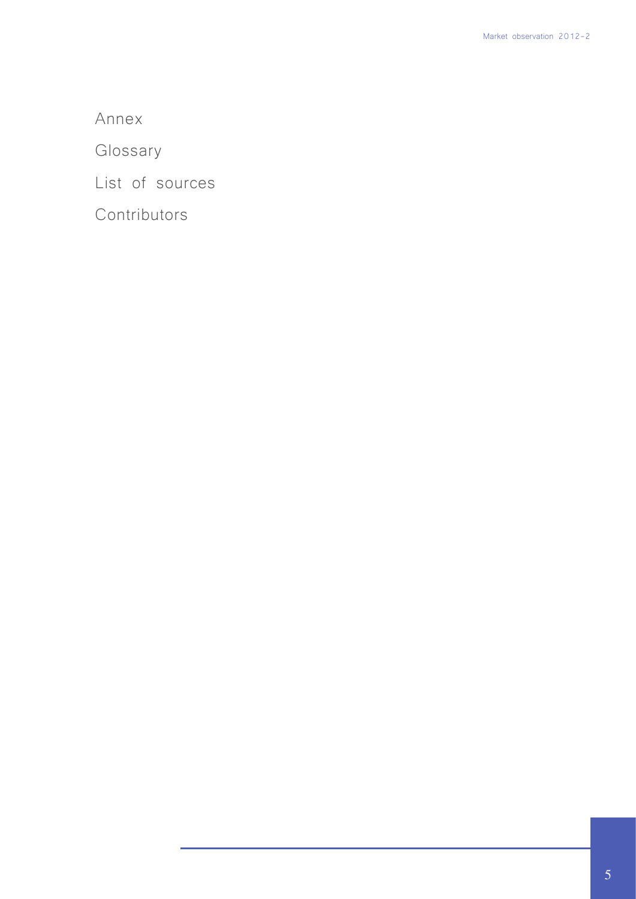Annex

Glossary

List of sources

Contributors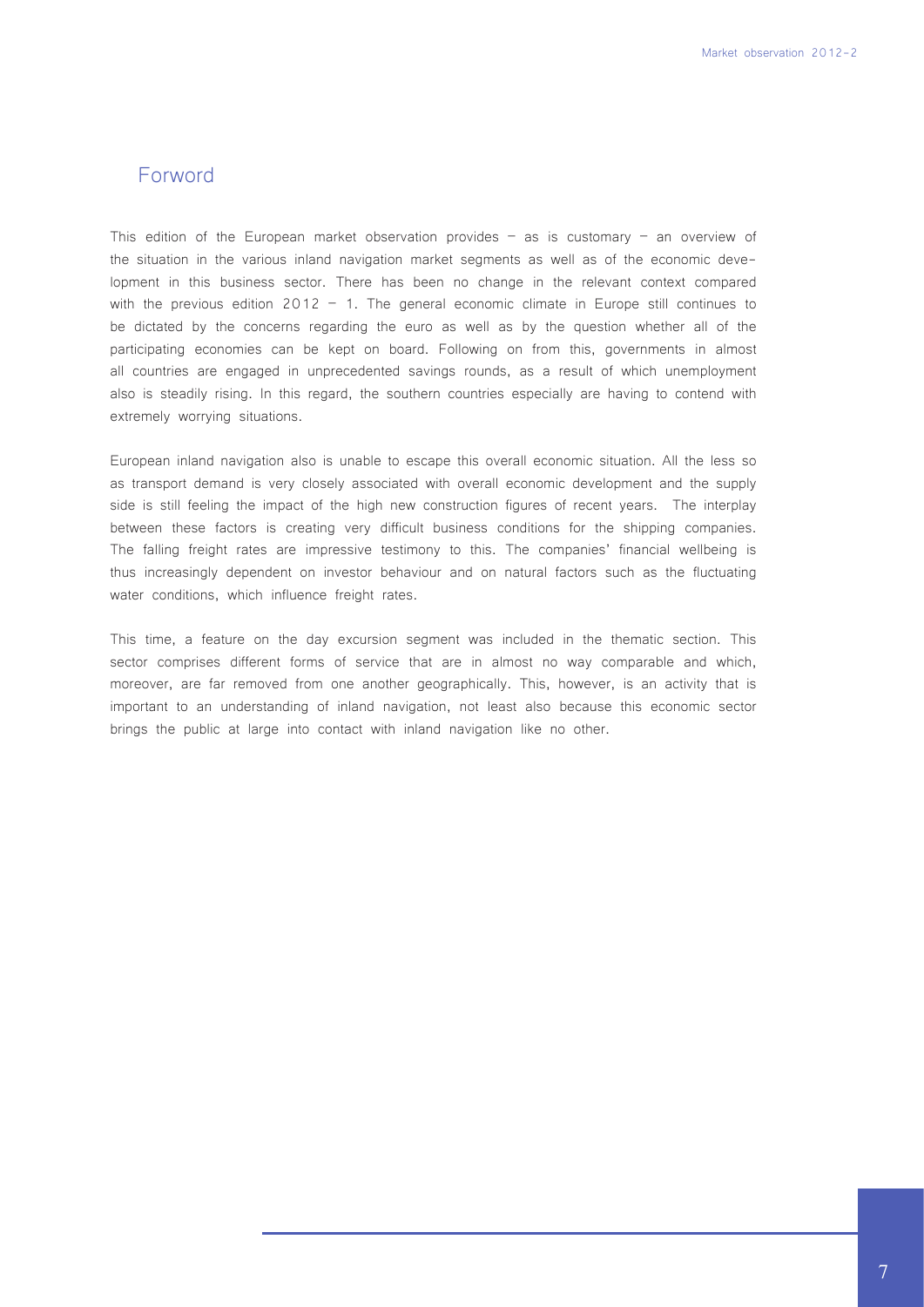## Forword

This edition of the European market observation provides – as is customary – an overview of the situation in the various inland navigation market segments as well as of the economic development in this business sector. There has been no change in the relevant context compared with the previous edition 2012 – 1. The general economic climate in Europe still continues to be dictated by the concerns regarding the euro as well as by the question whether all of the participating economies can be kept on board. Following on from this, governments in almost all countries are engaged in unprecedented savings rounds, as a result of which unemployment also is steadily rising. In this regard, the southern countries especially are having to contend with extremely worrying situations.

European inland navigation also is unable to escape this overall economic situation. All the less so as transport demand is very closely associated with overall economic development and the supply side is still feeling the impact of the high new construction figures of recent years. The interplay between these factors is creating very difficult business conditions for the shipping companies. The falling freight rates are impressive testimony to this. The companies' financial wellbeing is thus increasingly dependent on investor behaviour and on natural factors such as the fluctuating water conditions, which influence freight rates.

This time, a feature on the day excursion segment was included in the thematic section. This sector comprises different forms of service that are in almost no way comparable and which, moreover, are far removed from one another geographically. This, however, is an activity that is important to an understanding of inland navigation, not least also because this economic sector brings the public at large into contact with inland navigation like no other.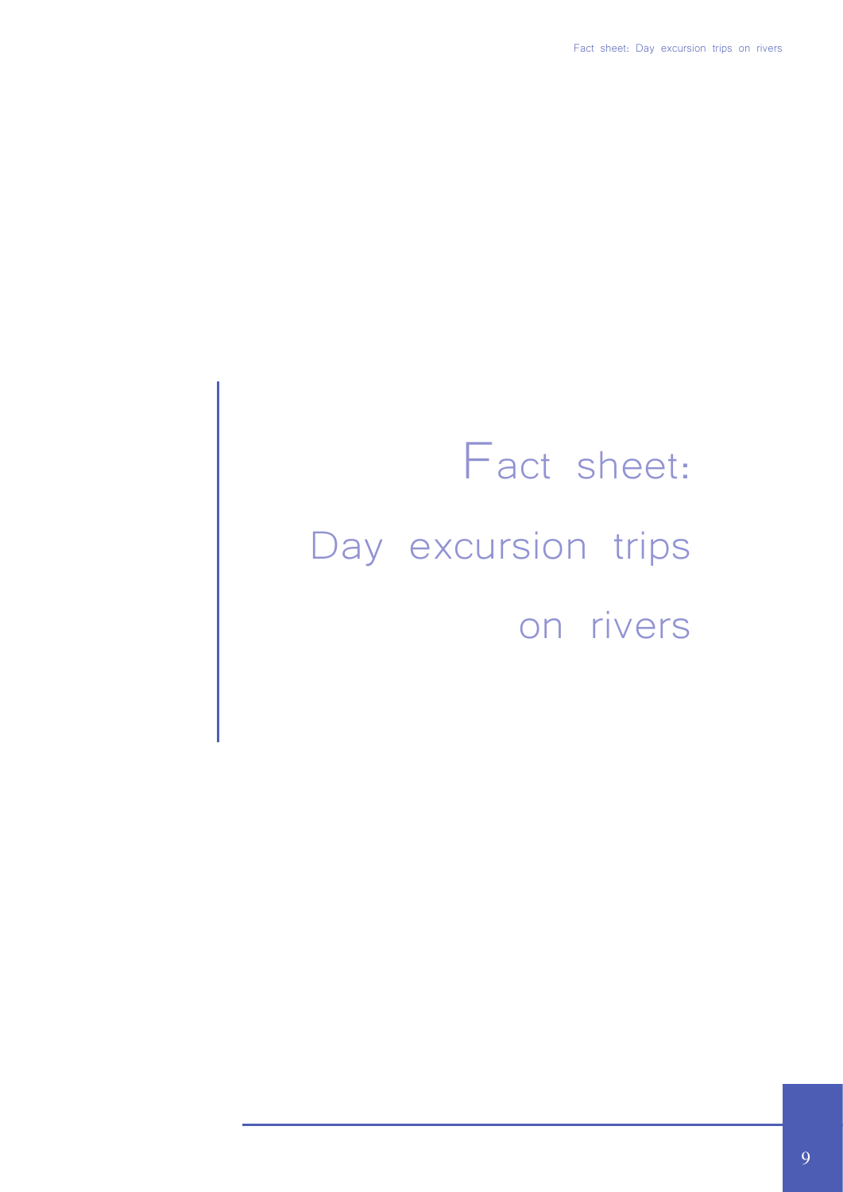# Fact sheet: Day excursion trips on rivers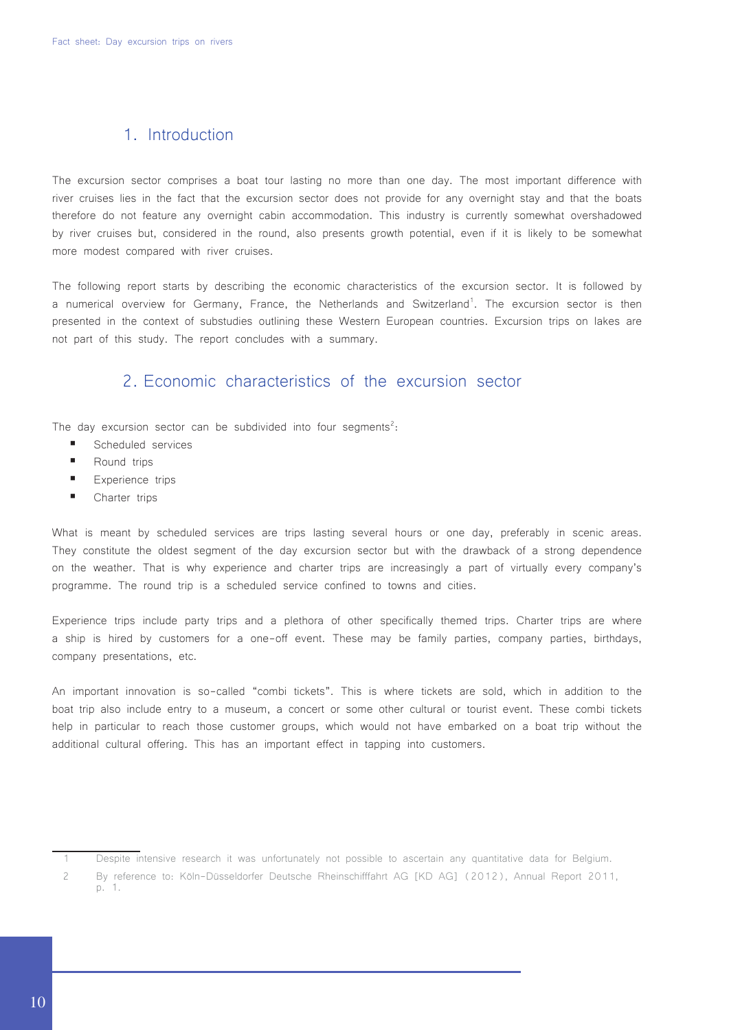## 1. Introduction

The excursion sector comprises a boat tour lasting no more than one day. The most important difference with river cruises lies in the fact that the excursion sector does not provide for any overnight stay and that the boats therefore do not feature any overnight cabin accommodation. This industry is currently somewhat overshadowed by river cruises but, considered in the round, also presents growth potential, even if it is likely to be somewhat more modest compared with river cruises.

The following report starts by describing the economic characteristics of the excursion sector. It is followed by a numerical overview for Germany, France, the Netherlands and Switzerland[1]. The excursion sector is then presented in the context of substudies outlining these Western European countries. Excursion trips on lakes are not part of this study. The report concludes with a summary.

## 2. Economic characteristics of the excursion sector

The day excursion sector can be subdivided into four segments[2]:

- Scheduled services
- Round trips
- Experience trips
- Charter trips

What is meant by scheduled services are trips lasting several hours or one day, preferably in scenic areas. They constitute the oldest segment of the day excursion sector but with the drawback of a strong dependence on the weather. That is why experience and charter trips are increasingly a part of virtually every company's programme. The round trip is a scheduled service confined to towns and cities.

Experience trips include party trips and a plethora of other specifically themed trips. Charter trips are where a ship is hired by customers for a one-off event. These may be family parties, company parties, birthdays, company presentations, etc.

An important innovation is so-called "combi tickets". This is where tickets are sold, which in addition to the boat trip also include entry to a museum, a concert or some other cultural or tourist event. These combi tickets help in particular to reach those customer groups, which would not have embarked on a boat trip without the additional cultural offering. This has an important effect in tapping into customers.

---

1 Despite intensive research it was unfortunately not possible to ascertain any quantitative data for Belgium.

2 By reference to: Köln-Düsseldorfer Deutsche Rheinschifffahrt AG [KD AG] (2012), Annual Report 2011, p. 1.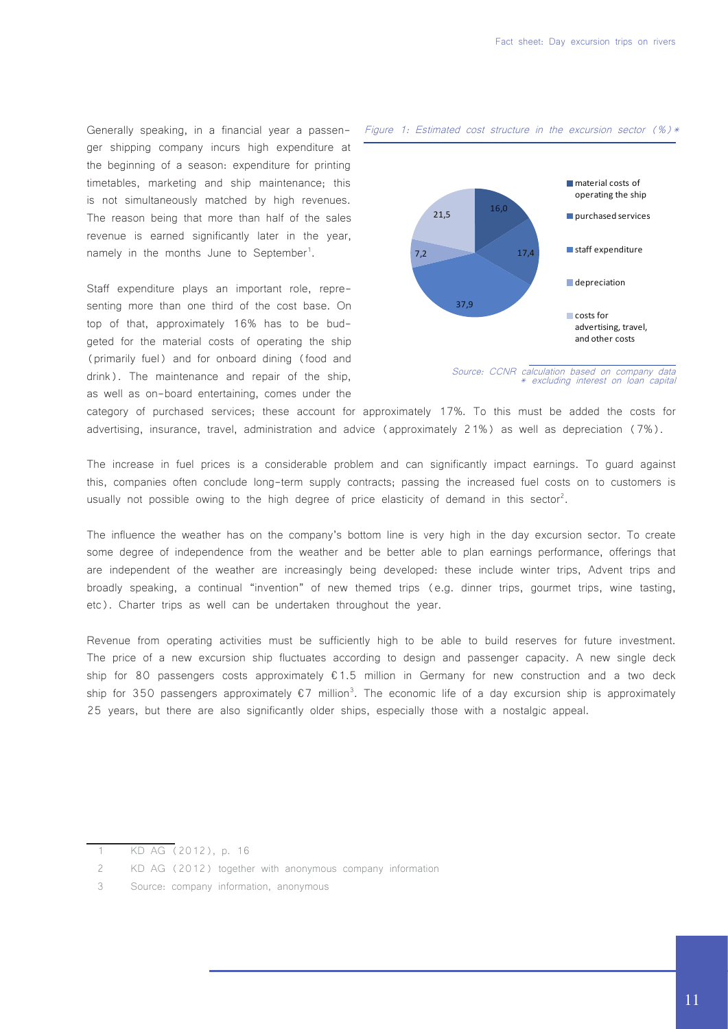Generally speaking, in a financial year a passenger shipping company incurs high expenditure at the beginning of a season: expenditure for printing timetables, marketing and ship maintenance; this is not simultaneously matched by high revenues. The reason being that more than half of the sales revenue is earned significantly later in the year, namely in the months June to September[1].

*Figure 1: Estimated cost structure in the excursion sector (%)\**

| Cost category | % |
|---|---|
| material costs of operating the ship | 16,0 |
| purchased services | 17,4 |
| staff expenditure | 37,9 |
| depreciation | 7,2 |
| costs for advertising, travel, and other costs | 21,5 |

*Source: CCNR calculation based on company data*
*\* excluding interest on loan capital*

Staff expenditure plays an important role, representing more than one third of the cost base. On top of that, approximately 16% has to be budgeted for the material costs of operating the ship (primarily fuel) and for onboard dining (food and drink). The maintenance and repair of the ship, as well as on-board entertaining, comes under the category of purchased services; these account for approximately 17%. To this must be added the costs for advertising, insurance, travel, administration and advice (approximately 21%) as well as depreciation (7%).

The increase in fuel prices is a considerable problem and can significantly impact earnings. To guard against this, companies often conclude long-term supply contracts; passing the increased fuel costs on to customers is usually not possible owing to the high degree of price elasticity of demand in this sector[2].

The influence the weather has on the company's bottom line is very high in the day excursion sector. To create some degree of independence from the weather and be better able to plan earnings performance, offerings that are independent of the weather are increasingly being developed: these include winter trips, Advent trips and broadly speaking, a continual "invention" of new themed trips (e.g. dinner trips, gourmet trips, wine tasting, etc). Charter trips as well can be undertaken throughout the year.

Revenue from operating activities must be sufficiently high to be able to build reserves for future investment. The price of a new excursion ship fluctuates according to design and passenger capacity. A new single deck ship for 80 passengers costs approximately €1.5 million in Germany for new construction and a two deck ship for 350 passengers approximately €7 million[3]. The economic life of a day excursion ship is approximately 25 years, but there are also significantly older ships, especially those with a nostalgic appeal.

---

1 KD AG (2012), p. 16

2 KD AG (2012) together with anonymous company information

3 Source: company information, anonymous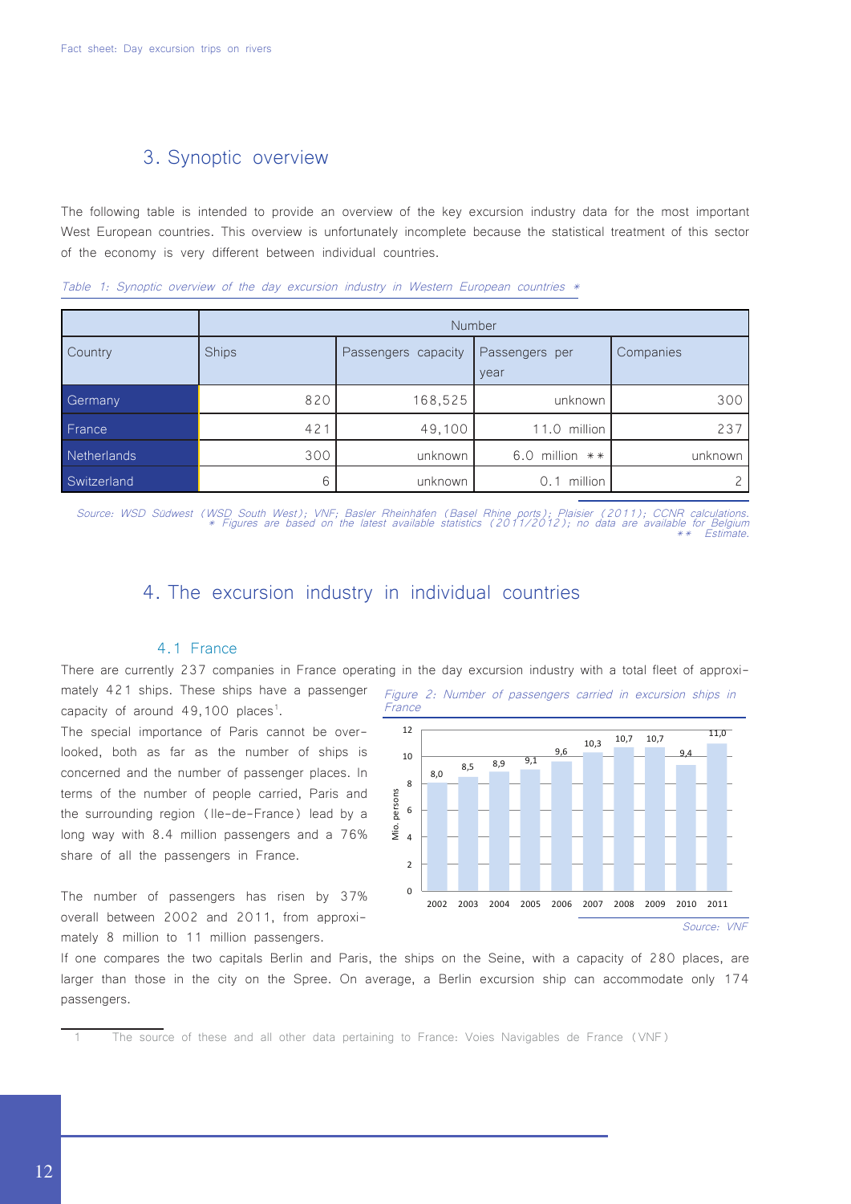## 3. Synoptic overview

The following table is intended to provide an overview of the key excursion industry data for the most important West European countries. This overview is unfortunately incomplete because the statistical treatment of this sector of the economy is very different between individual countries.

*Table 1: Synoptic overview of the day excursion industry in Western European countries \**

| | Number | | | |
|---|---|---|---|---|
| Country | Ships | Passengers capacity | Passengers per year | Companies |
| Germany | 820 | 168,525 | unknown | 300 |
| France | 421 | 49,100 | 11.0 million | 237 |
| Netherlands | 300 | unknown | 6.0 million \*\* | unknown |
| Switzerland | 6 | unknown | 0.1 million | 2 |

*Source: WSD Südwest (WSD South West); VNF; Basler Rheinhäfen (Basel Rhine ports); Plaisier (2011); CCNR calculations.*
*\* Figures are based on the latest available statistics (2011/2012); no data are available for Belgium*
*\*\* Estimate.*

## 4. The excursion industry in individual countries

### 4.1 France

There are currently 237 companies in France operating in the day excursion industry with a total fleet of approximately 421 ships. These ships have a passenger capacity of around 49,100 places[1].

The special importance of Paris cannot be overlooked, both as far as the number of ships is concerned and the number of passenger places. In terms of the number of people carried, Paris and the surrounding region (Ile-de-France) lead by a long way with 8.4 million passengers and a 76% share of all the passengers in France.

The number of passengers has risen by 37% overall between 2002 and 2011, from approximately 8 million to 11 million passengers.

*Figure 2: Number of passengers carried in excursion ships in France*

| Year | Mio. persons |
|---|---|
| 2002 | 8,0 |
| 2003 | 8,5 |
| 2004 | 8,9 |
| 2005 | 9,1 |
| 2006 | 9,6 |
| 2007 | 10,3 |
| 2008 | 10,7 |
| 2009 | 10,7 |
| 2010 | 9,4 |
| 2011 | 11,0 |

*Source: VNF*

If one compares the two capitals Berlin and Paris, the ships on the Seine, with a capacity of 280 places, are larger than those in the city on the Spree. On average, a Berlin excursion ship can accommodate only 174 passengers.

[1] The source of these and all other data pertaining to France: Voies Navigables de France (VNF)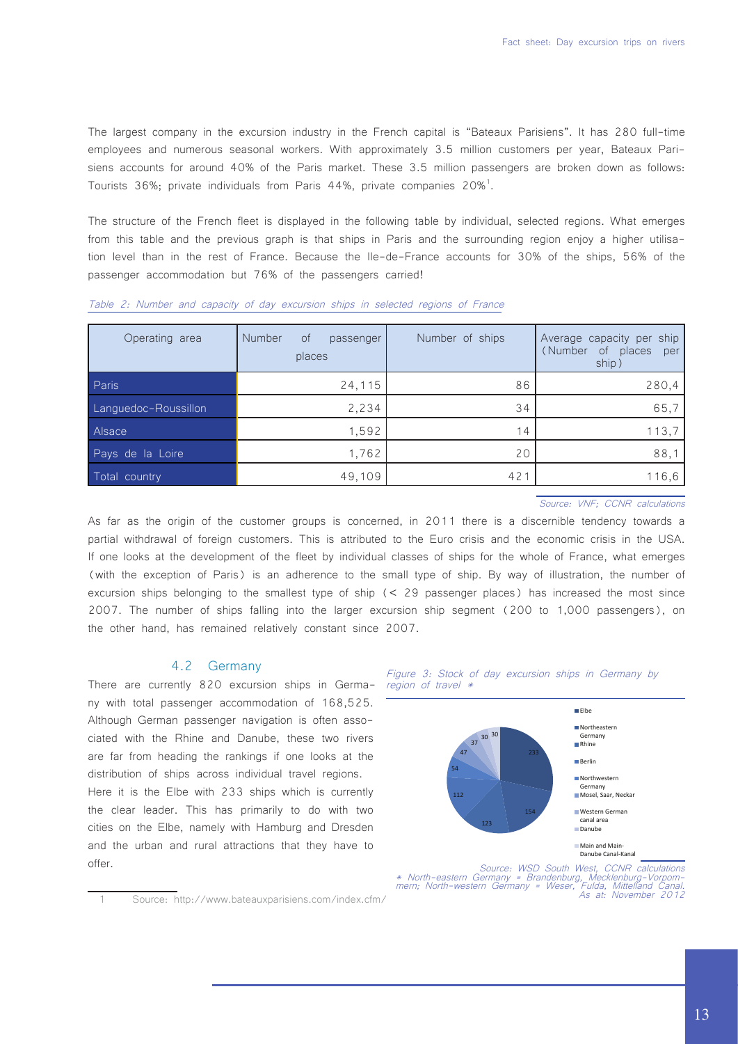The largest company in the excursion industry in the French capital is "Bateaux Parisiens". It has 280 full-time employees and numerous seasonal workers. With approximately 3.5 million customers per year, Bateaux Parisiens accounts for around 40% of the Paris market. These 3.5 million passengers are broken down as follows: Tourists 36%; private individuals from Paris 44%, private companies 20%[1].

The structure of the French fleet is displayed in the following table by individual, selected regions. What emerges from this table and the previous graph is that ships in Paris and the surrounding region enjoy a higher utilisation level than in the rest of France. Because the Ile-de-France accounts for 30% of the ships, 56% of the passenger accommodation but 76% of the passengers carried!

*Table 2: Number and capacity of day excursion ships in selected regions of France*

| Operating area | Number of passenger places | Number of ships | Average capacity per ship (Number of places per ship) |
|---|---|---|---|
| Paris | 24,115 | 86 | 280,4 |
| Languedoc-Roussillon | 2,234 | 34 | 65,7 |
| Alsace | 1,592 | 14 | 113,7 |
| Pays de la Loire | 1,762 | 20 | 88,1 |
| Total country | 49,109 | 421 | 116,6 |

*Source: VNF; CCNR calculations*

As far as the origin of the customer groups is concerned, in 2011 there is a discernible tendency towards a partial withdrawal of foreign customers. This is attributed to the Euro crisis and the economic crisis in the USA. If one looks at the development of the fleet by individual classes of ships for the whole of France, what emerges (with the exception of Paris) is an adherence to the small type of ship. By way of illustration, the number of excursion ships belonging to the smallest type of ship (< 29 passenger places) has increased the most since 2007. The number of ships falling into the larger excursion ship segment (200 to 1,000 passengers), on the other hand, has remained relatively constant since 2007.

### 4.2 Germany

There are currently 820 excursion ships in Germany with total passenger accommodation of 168,525. Although German passenger navigation is often associated with the Rhine and Danube, these two rivers are far from heading the rankings if one looks at the distribution of ships across individual travel regions. Here it is the Elbe with 233 ships which is currently the clear leader. This has primarily to do with two cities on the Elbe, namely with Hamburg and Dresden and the urban and rural attractions that they have to offer.

*Figure 3: Stock of day excursion ships in Germany by region of travel **

*Source: WSD South West, CCNR calculations*
*\* North-eastern Germany = Brandenburg, Mecklenburg-Vorpommern; North-western Germany = Weser, Fulda, Mittelland Canal.*
*As at: November 2012*

[1] Source: http://www.bateauxparisiens.com/index.cfm/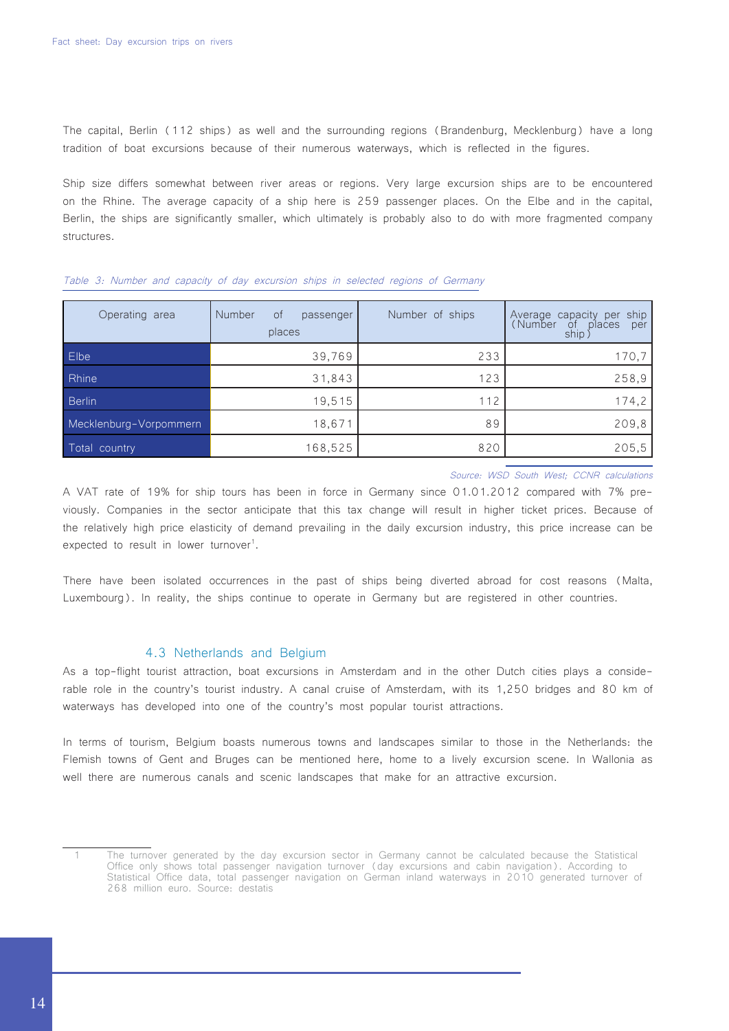The capital, Berlin (112 ships) as well and the surrounding regions (Brandenburg, Mecklenburg) have a long tradition of boat excursions because of their numerous waterways, which is reflected in the figures.

Ship size differs somewhat between river areas or regions. Very large excursion ships are to be encountered on the Rhine. The average capacity of a ship here is 259 passenger places. On the Elbe and in the capital, Berlin, the ships are significantly smaller, which ultimately is probably also to do with more fragmented company structures.

*Table 3: Number and capacity of day excursion ships in selected regions of Germany*

| Operating area | Number of passenger places | Number of ships | Average capacity per ship (Number of places per ship) |
|---|---|---|---|
| Elbe | 39,769 | 233 | 170,7 |
| Rhine | 31,843 | 123 | 258,9 |
| Berlin | 19,515 | 112 | 174,2 |
| Mecklenburg-Vorpommern | 18,671 | 89 | 209,8 |
| Total country | 168,525 | 820 | 205,5 |

*Source: WSD South West; CCNR calculations*

A VAT rate of 19% for ship tours has been in force in Germany since 01.01.2012 compared with 7% previously. Companies in the sector anticipate that this tax change will result in higher ticket prices. Because of the relatively high price elasticity of demand prevailing in the daily excursion industry, this price increase can be expected to result in lower turnover[1].

There have been isolated occurrences in the past of ships being diverted abroad for cost reasons (Malta, Luxembourg). In reality, the ships continue to operate in Germany but are registered in other countries.

### 4.3 Netherlands and Belgium

As a top-flight tourist attraction, boat excursions in Amsterdam and in the other Dutch cities plays a considerable role in the country's tourist industry. A canal cruise of Amsterdam, with its 1,250 bridges and 80 km of waterways has developed into one of the country's most popular tourist attractions.

In terms of tourism, Belgium boasts numerous towns and landscapes similar to those in the Netherlands: the Flemish towns of Gent and Bruges can be mentioned here, home to a lively excursion scene. In Wallonia as well there are numerous canals and scenic landscapes that make for an attractive excursion.

---

[1] The turnover generated by the day excursion sector in Germany cannot be calculated because the Statistical Office only shows total passenger navigation turnover (day excursions and cabin navigation). According to Statistical Office data, total passenger navigation on German inland waterways in 2010 generated turnover of 268 million euro. Source: destatis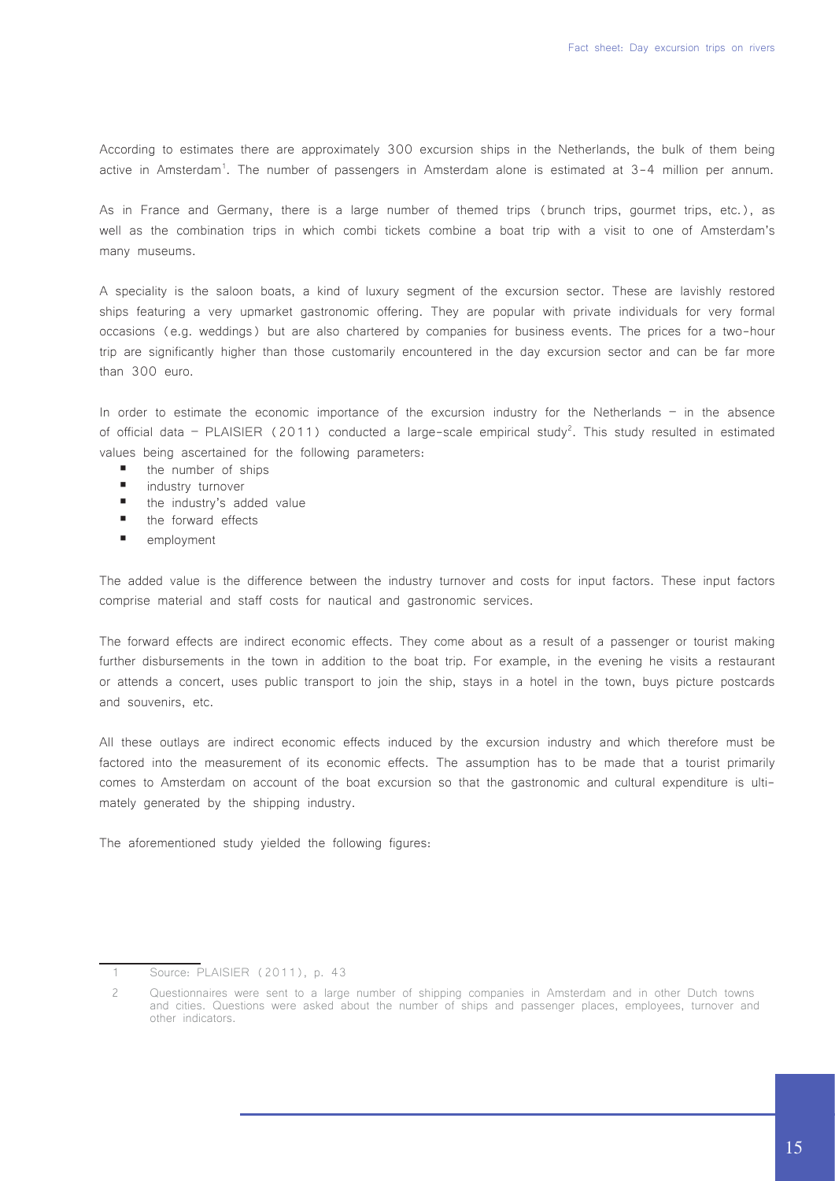According to estimates there are approximately 300 excursion ships in the Netherlands, the bulk of them being active in Amsterdam[1]. The number of passengers in Amsterdam alone is estimated at 3-4 million per annum.

As in France and Germany, there is a large number of themed trips (brunch trips, gourmet trips, etc.), as well as the combination trips in which combi tickets combine a boat trip with a visit to one of Amsterdam's many museums.

A speciality is the saloon boats, a kind of luxury segment of the excursion sector. These are lavishly restored ships featuring a very upmarket gastronomic offering. They are popular with private individuals for very formal occasions (e.g. weddings) but are also chartered by companies for business events. The prices for a two-hour trip are significantly higher than those customarily encountered in the day excursion sector and can be far more than 300 euro.

In order to estimate the economic importance of the excursion industry for the Netherlands – in the absence of official data – PLAISIER (2011) conducted a large-scale empirical study[2]. This study resulted in estimated values being ascertained for the following parameters:

- the number of ships
- industry turnover
- the industry's added value
- the forward effects
- employment

The added value is the difference between the industry turnover and costs for input factors. These input factors comprise material and staff costs for nautical and gastronomic services.

The forward effects are indirect economic effects. They come about as a result of a passenger or tourist making further disbursements in the town in addition to the boat trip. For example, in the evening he visits a restaurant or attends a concert, uses public transport to join the ship, stays in a hotel in the town, buys picture postcards and souvenirs, etc.

All these outlays are indirect economic effects induced by the excursion industry and which therefore must be factored into the measurement of its economic effects. The assumption has to be made that a tourist primarily comes to Amsterdam on account of the boat excursion so that the gastronomic and cultural expenditure is ultimately generated by the shipping industry.

The aforementioned study yielded the following figures:

---

1 Source: PLAISIER (2011), p. 43

2 Questionnaires were sent to a large number of shipping companies in Amsterdam and in other Dutch towns and cities. Questions were asked about the number of ships and passenger places, employees, turnover and other indicators.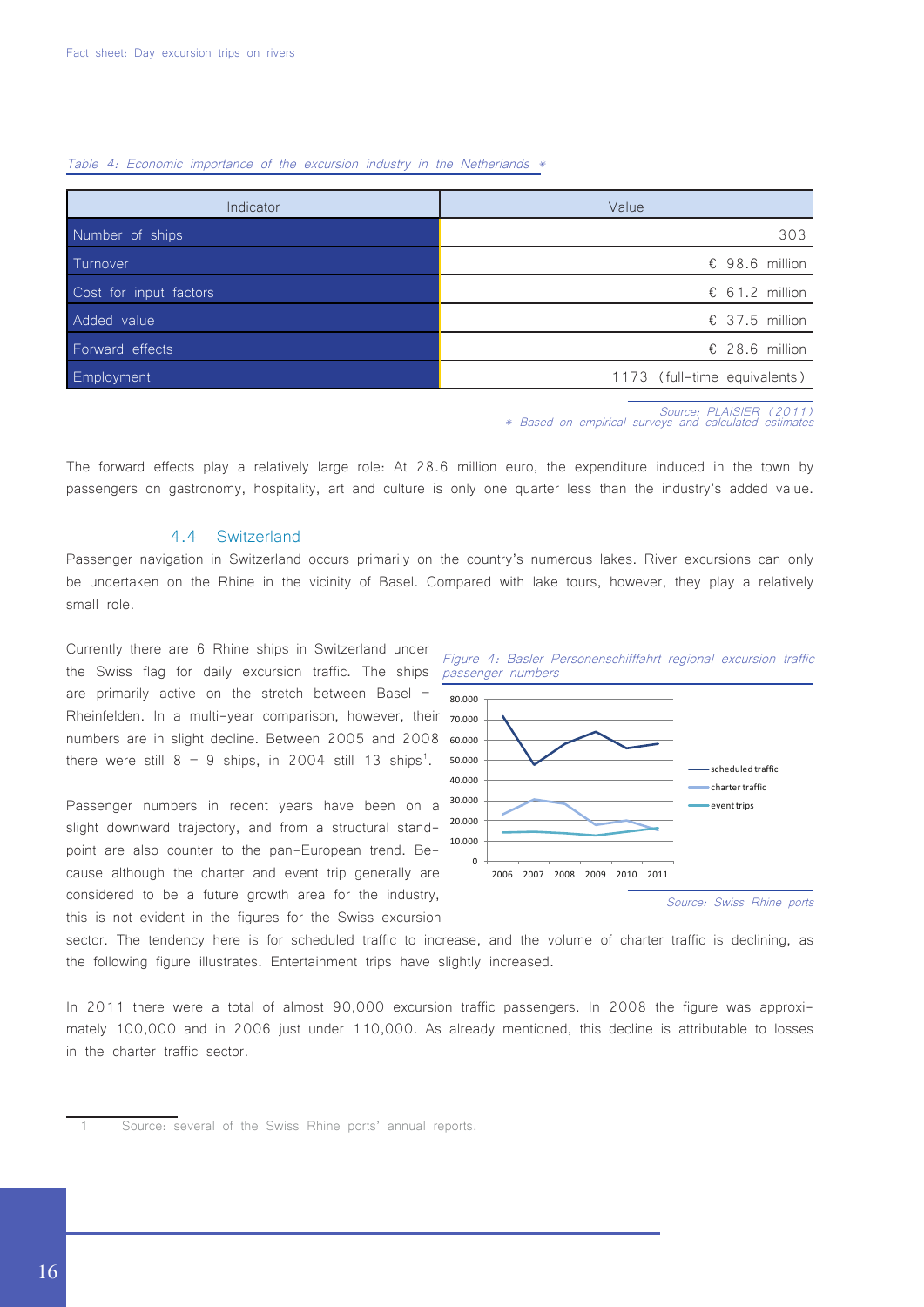*Table 4: Economic importance of the excursion industry in the Netherlands \**

| Indicator | Value |
|---|---|
| Number of ships | 303 |
| Turnover | € 98.6 million |
| Cost for input factors | € 61.2 million |
| Added value | € 37.5 million |
| Forward effects | € 28.6 million |
| Employment | 1173 (full-time equivalents) |

*Source: PLAISIER (2011)*
*\* Based on empirical surveys and calculated estimates*

The forward effects play a relatively large role: At 28.6 million euro, the expenditure induced in the town by passengers on gastronomy, hospitality, art and culture is only one quarter less than the industry's added value.

### 4.4 Switzerland

Passenger navigation in Switzerland occurs primarily on the country's numerous lakes. River excursions can only be undertaken on the Rhine in the vicinity of Basel. Compared with lake tours, however, they play a relatively small role.

Currently there are 6 Rhine ships in Switzerland under the Swiss flag for daily excursion traffic. The ships are primarily active on the stretch between Basel – Rheinfelden. In a multi-year comparison, however, their numbers are in slight decline. Between 2005 and 2008 there were still 8 – 9 ships, in 2004 still 13 ships[1].

Passenger numbers in recent years have been on a slight downward trajectory, and from a structural standpoint are also counter to the pan-European trend. Because although the charter and event trip generally are considered to be a future growth area for the industry, this is not evident in the figures for the Swiss excursion sector. The tendency here is for scheduled traffic to increase, and the volume of charter traffic is declining, as the following figure illustrates. Entertainment trips have slightly increased.

*Figure 4: Basler Personenschifffahrt regional excursion traffic passenger numbers*

*Source: Swiss Rhine ports*

In 2011 there were a total of almost 90,000 excursion traffic passengers. In 2008 the figure was approximately 100,000 and in 2006 just under 110,000. As already mentioned, this decline is attributable to losses in the charter traffic sector.

1 Source: several of the Swiss Rhine ports' annual reports.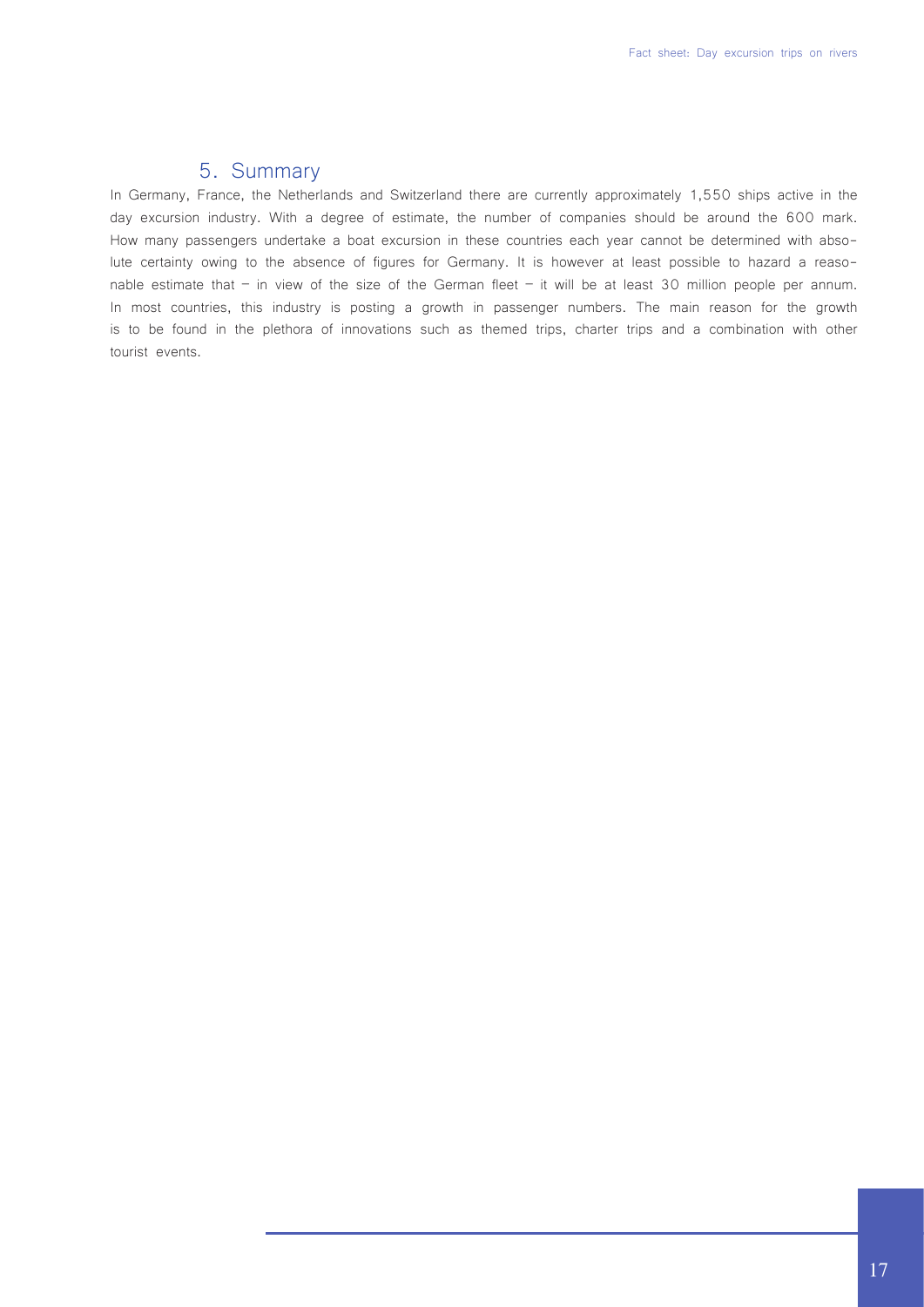## 5. Summary

In Germany, France, the Netherlands and Switzerland there are currently approximately 1,550 ships active in the day excursion industry. With a degree of estimate, the number of companies should be around the 600 mark. How many passengers undertake a boat excursion in these countries each year cannot be determined with absolute certainty owing to the absence of figures for Germany. It is however at least possible to hazard a reasonable estimate that – in view of the size of the German fleet – it will be at least 30 million people per annum. In most countries, this industry is posting a growth in passenger numbers. The main reason for the growth is to be found in the plethora of innovations such as themed trips, charter trips and a combination with other tourist events.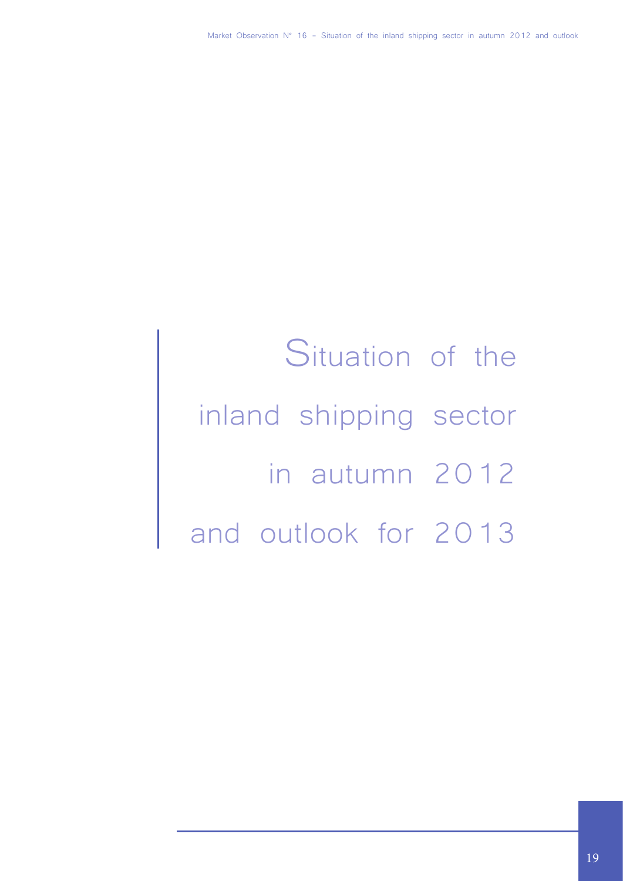# Situation of the inland shipping sector in autumn 2012 and outlook for 2013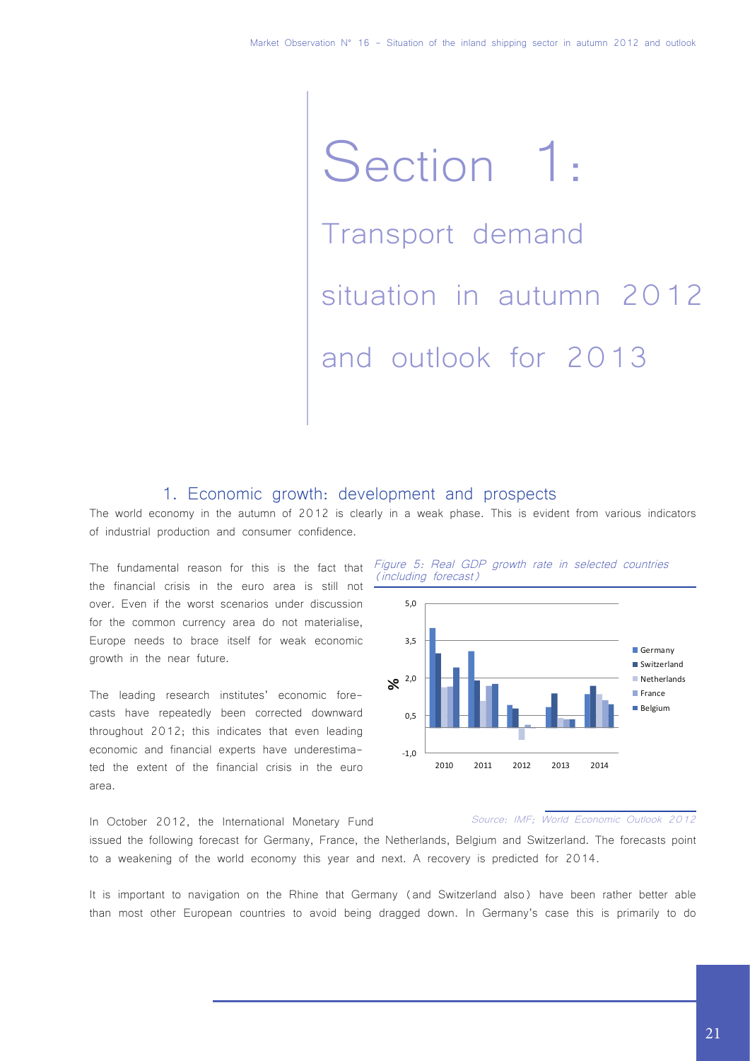# Section 1:

## Transport demand situation in autumn 2012 and outlook for 2013

### 1. Economic growth: development and prospects

The world economy in the autumn of 2012 is clearly in a weak phase. This is evident from various indicators of industrial production and consumer confidence.

The fundamental reason for this is the fact that the financial crisis in the euro area is still not over. Even if the worst scenarios under discussion for the common currency area do not materialise, Europe needs to brace itself for weak economic growth in the near future.

The leading research institutes' economic forecasts have repeatedly been corrected downward throughout 2012; this indicates that even leading economic and financial experts have underestimated the extent of the financial crisis in the euro area.

*Figure 5: Real GDP growth rate in selected countries (including forecast)*

*Source: IMF; World Economic Outlook 2012*

In October 2012, the International Monetary Fund issued the following forecast for Germany, France, the Netherlands, Belgium and Switzerland. The forecasts point to a weakening of the world economy this year and next. A recovery is predicted for 2014.

It is important to navigation on the Rhine that Germany (and Switzerland also) have been rather better able than most other European countries to avoid being dragged down. In Germany's case this is primarily to do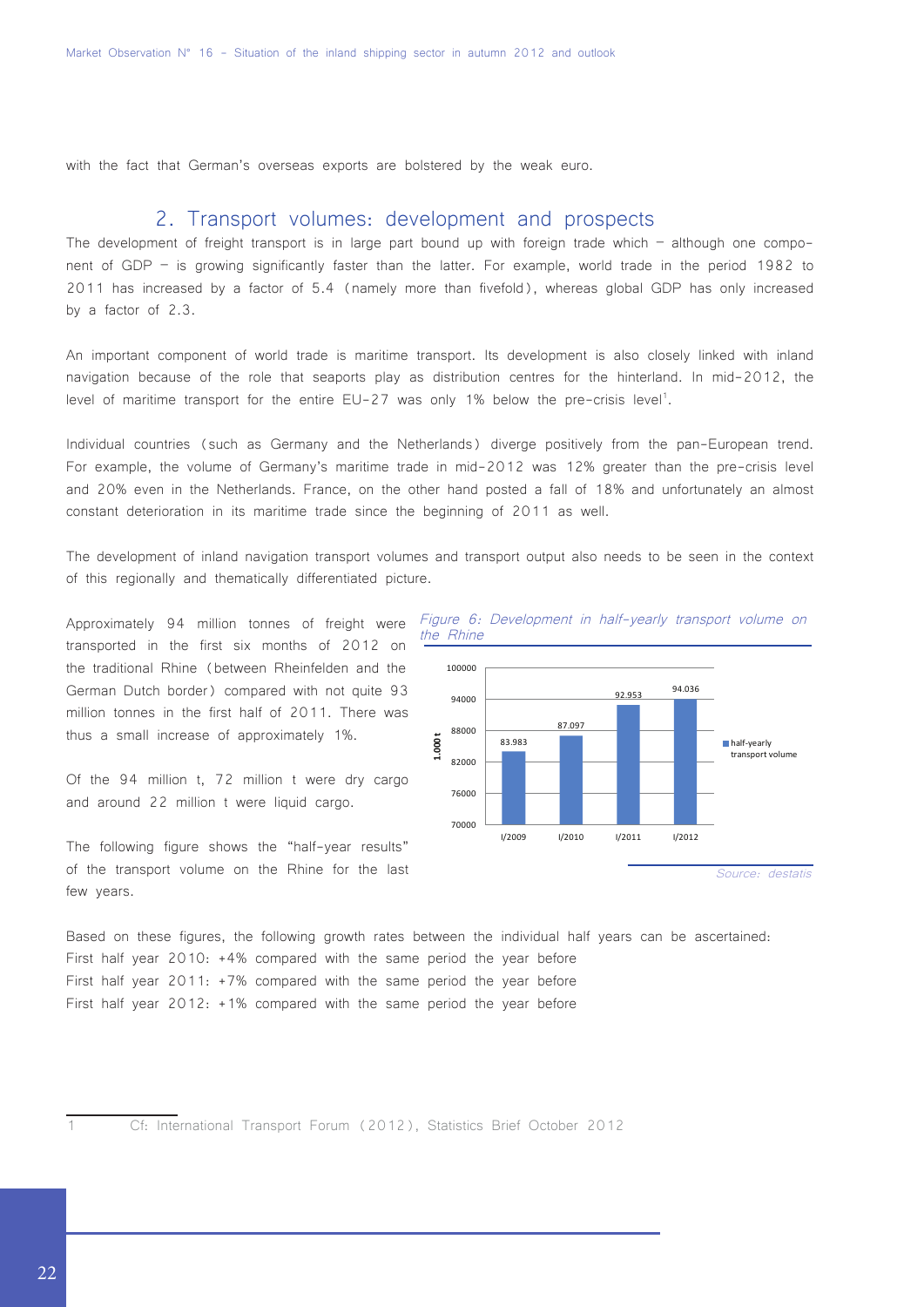with the fact that German's overseas exports are bolstered by the weak euro.

## 2. Transport volumes: development and prospects

The development of freight transport is in large part bound up with foreign trade which – although one component of GDP – is growing significantly faster than the latter. For example, world trade in the period 1982 to 2011 has increased by a factor of 5.4 (namely more than fivefold), whereas global GDP has only increased by a factor of 2.3.

An important component of world trade is maritime transport. Its development is also closely linked with inland navigation because of the role that seaports play as distribution centres for the hinterland. In mid-2012, the level of maritime transport for the entire EU-27 was only 1% below the pre-crisis level[1].

Individual countries (such as Germany and the Netherlands) diverge positively from the pan-European trend. For example, the volume of Germany's maritime trade in mid-2012 was 12% greater than the pre-crisis level and 20% even in the Netherlands. France, on the other hand posted a fall of 18% and unfortunately an almost constant deterioration in its maritime trade since the beginning of 2011 as well.

The development of inland navigation transport volumes and transport output also needs to be seen in the context of this regionally and thematically differentiated picture.

Approximately 94 million tonnes of freight were transported in the first six months of 2012 on the traditional Rhine (between Rheinfelden and the German Dutch border) compared with not quite 93 million tonnes in the first half of 2011. There was thus a small increase of approximately 1%.

Of the 94 million t, 72 million t were dry cargo and around 22 million t were liquid cargo.

The following figure shows the "half-year results" of the transport volume on the Rhine for the last few years.

*Figure 6: Development in half-yearly transport volume on the Rhine*

| Half year | Half-yearly transport volume (1.000 t) |
|---|---|
| I/2009 | 83.983 |
| I/2010 | 87.097 |
| I/2011 | 92.953 |
| I/2012 | 94.036 |

*Source: destatis*

Based on these figures, the following growth rates between the individual half years can be ascertained:
First half year 2010: +4% compared with the same period the year before
First half year 2011: +7% compared with the same period the year before
First half year 2012: +1% compared with the same period the year before

[1] Cf: International Transport Forum (2012), Statistics Brief October 2012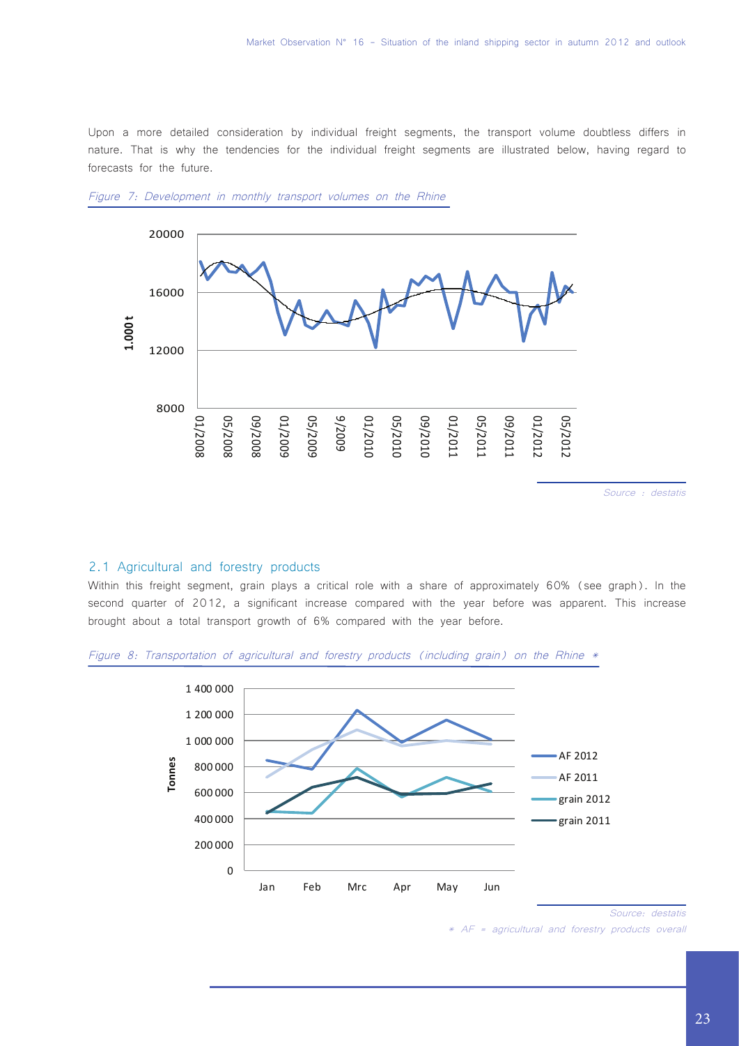Upon a more detailed consideration by individual freight segments, the transport volume doubtless differs in nature. That is why the tendencies for the individual freight segments are illustrated below, having regard to forecasts for the future.

*Figure 7: Development in monthly transport volumes on the Rhine*

*Source : destatis*

## 2.1 Agricultural and forestry products

Within this freight segment, grain plays a critical role with a share of approximately 60% (see graph). In the second quarter of 2012, a significant increase compared with the year before was apparent. This increase brought about a total transport growth of 6% compared with the year before.

*Figure 8: Transportation of agricultural and forestry products (including grain) on the Rhine \**

*Source: destatis*

*\* AF = agricultural and forestry products overall*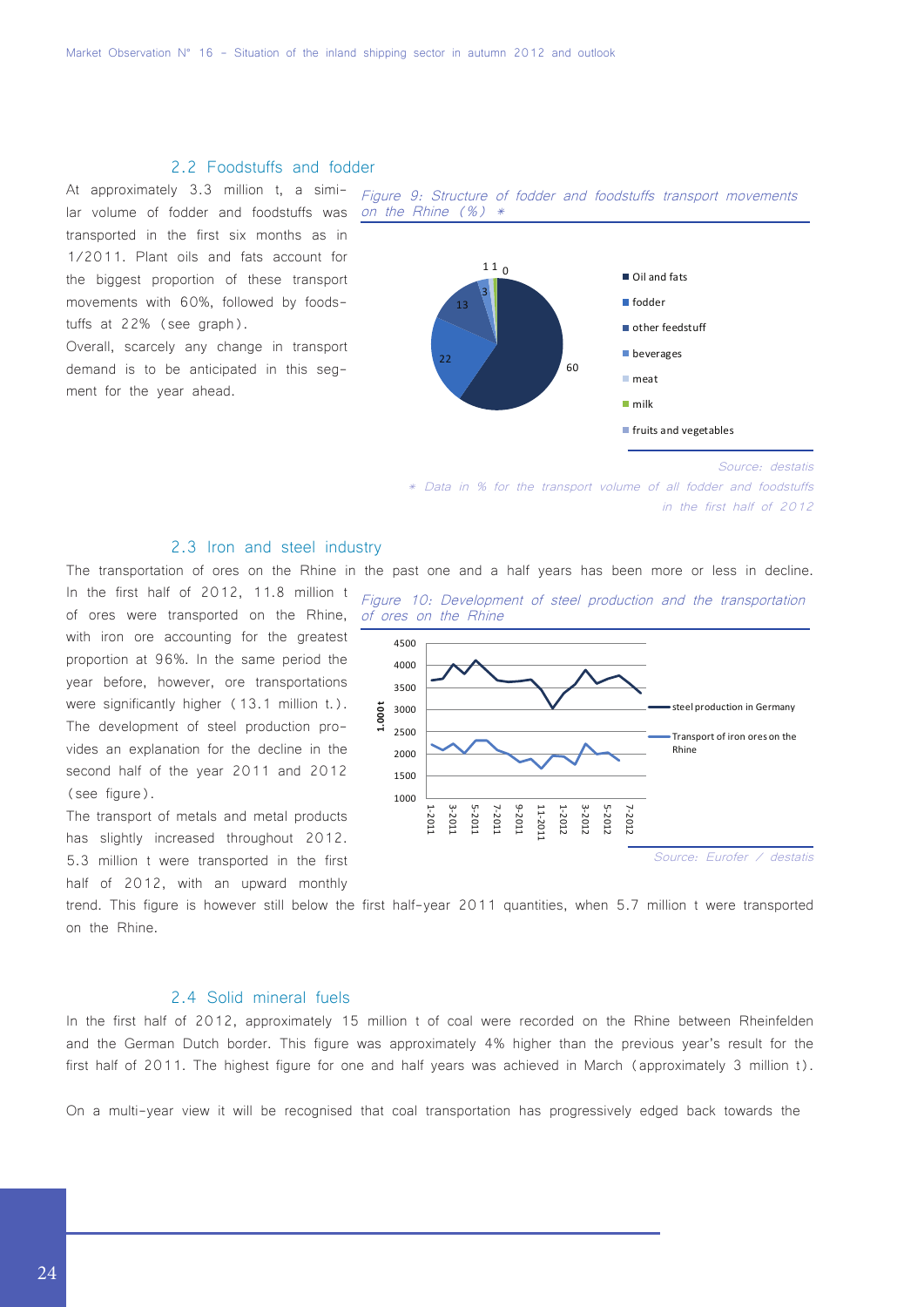### 2.2 Foodstuffs and fodder

At approximately 3.3 million t, a similar volume of fodder and foodstuffs was transported in the first six months as in 1/2011. Plant oils and fats account for the biggest proportion of these transport movements with 60%, followed by foodstuffs at 22% (see graph).

Overall, scarcely any change in transport demand is to be anticipated in this segment for the year ahead.

*Figure 9: Structure of fodder and foodstuffs transport movements on the Rhine (%) **

Source: destatis

* Data in % for the transport volume of all fodder and foodstuffs in the first half of 2012

### 2.3 Iron and steel industry

The transportation of ores on the Rhine in the past one and a half years has been more or less in decline. In the first half of 2012, 11.8 million t of ores were transported on the Rhine, with iron ore accounting for the greatest proportion at 96%. In the same period the year before, however, ore transportations were significantly higher (13.1 million t.). The development of steel production provides an explanation for the decline in the second half of the year 2011 and 2012 (see figure).

*Figure 10: Development of steel production and the transportation of ores on the Rhine*

Source: Eurofer / destatis

The transport of metals and metal products has slightly increased throughout 2012. 5.3 million t were transported in the first half of 2012, with an upward monthly trend. This figure is however still below the first half-year 2011 quantities, when 5.7 million t were transported on the Rhine.

### 2.4 Solid mineral fuels

In the first half of 2012, approximately 15 million t of coal were recorded on the Rhine between Rheinfelden and the German Dutch border. This figure was approximately 4% higher than the previous year's result for the first half of 2011. The highest figure for one and half years was achieved in March (approximately 3 million t).

On a multi-year view it will be recognised that coal transportation has progressively edged back towards the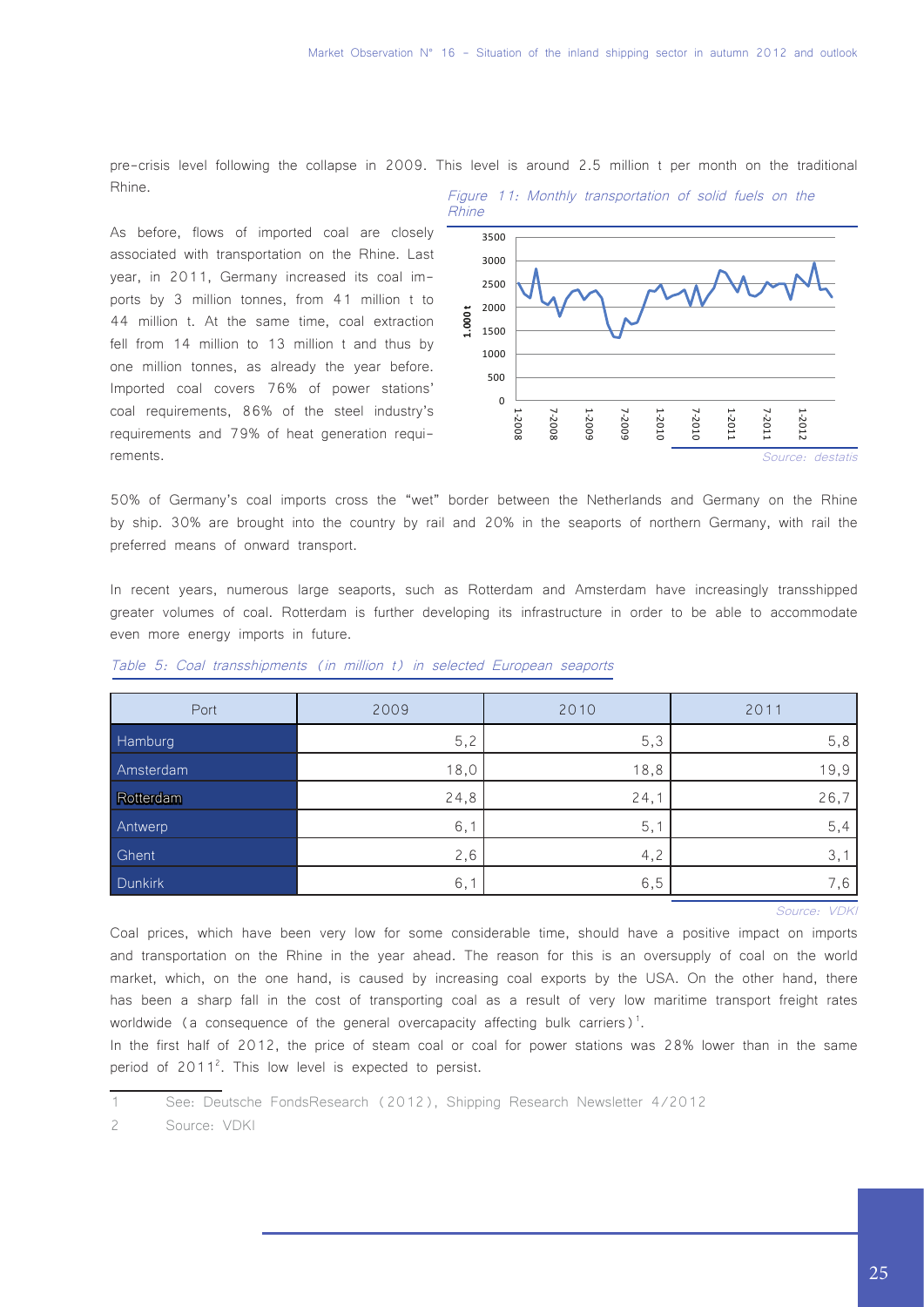pre-crisis level following the collapse in 2009. This level is around 2.5 million t per month on the traditional Rhine.

As before, flows of imported coal are closely associated with transportation on the Rhine. Last year, in 2011, Germany increased its coal imports by 3 million tonnes, from 41 million t to 44 million t. At the same time, coal extraction fell from 14 million to 13 million t and thus by one million tonnes, as already the year before. Imported coal covers 76% of power stations' coal requirements, 86% of the steel industry's requirements and 79% of heat generation requirements.

*Figure 11: Monthly transportation of solid fuels on the Rhine*

*Source: destatis*

50% of Germany's coal imports cross the "wet" border between the Netherlands and Germany on the Rhine by ship. 30% are brought into the country by rail and 20% in the seaports of northern Germany, with rail the preferred means of onward transport.

In recent years, numerous large seaports, such as Rotterdam and Amsterdam have increasingly transshipped greater volumes of coal. Rotterdam is further developing its infrastructure in order to be able to accommodate even more energy imports in future.

*Table 5: Coal transshipments (in million t) in selected European seaports*

| Port | 2009 | 2010 | 2011 |
|---|---|---|---|
| Hamburg | 5,2 | 5,3 | 5,8 |
| Amsterdam | 18,0 | 18,8 | 19,9 |
| Rotterdam | 24,8 | 24,1 | 26,7 |
| Antwerp | 6,1 | 5,1 | 5,4 |
| Ghent | 2,6 | 4,2 | 3,1 |
| Dunkirk | 6,1 | 6,5 | 7,6 |

*Source: VDKI*

Coal prices, which have been very low for some considerable time, should have a positive impact on imports and transportation on the Rhine in the year ahead. The reason for this is an oversupply of coal on the world market, which, on the one hand, is caused by increasing coal exports by the USA. On the other hand, there has been a sharp fall in the cost of transporting coal as a result of very low maritime transport freight rates worldwide (a consequence of the general overcapacity affecting bulk carriers)[1].

In the first half of 2012, the price of steam coal or coal for power stations was 28% lower than in the same period of 2011[2]. This low level is expected to persist.

1 See: Deutsche FondsResearch (2012), Shipping Research Newsletter 4/2012

2 Source: VDKI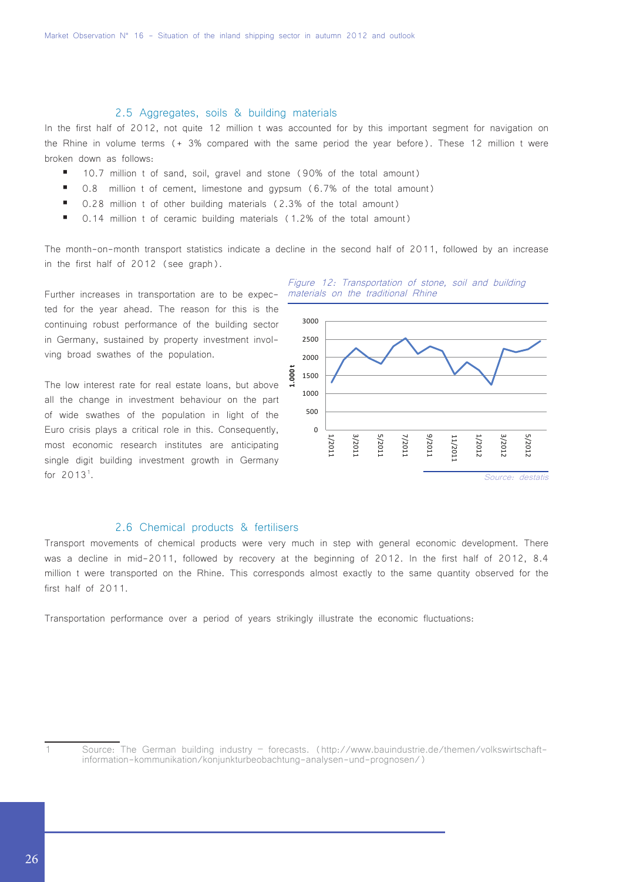### 2.5 Aggregates, soils & building materials

In the first half of 2012, not quite 12 million t was accounted for by this important segment for navigation on the Rhine in volume terms (+ 3% compared with the same period the year before). These 12 million t were broken down as follows:

- 10.7 million t of sand, soil, gravel and stone (90% of the total amount)
- 0.8 million t of cement, limestone and gypsum (6.7% of the total amount)
- 0.28 million t of other building materials (2.3% of the total amount)
- 0.14 million t of ceramic building materials (1.2% of the total amount)

The month-on-month transport statistics indicate a decline in the second half of 2011, followed by an increase in the first half of 2012 (see graph).

Further increases in transportation are to be expected for the year ahead. The reason for this is the continuing robust performance of the building sector in Germany, sustained by property investment involving broad swathes of the population.

The low interest rate for real estate loans, but above all the change in investment behaviour on the part of wide swathes of the population in light of the Euro crisis plays a critical role in this. Consequently, most economic research institutes are anticipating single digit building investment growth in Germany for 2013[1].

*Figure 12: Transportation of stone, soil and building materials on the traditional Rhine*

*Source: destatis*

### 2.6 Chemical products & fertilisers

Transport movements of chemical products were very much in step with general economic development. There was a decline in mid-2011, followed by recovery at the beginning of 2012. In the first half of 2012, 8.4 million t were transported on the Rhine. This corresponds almost exactly to the same quantity observed for the first half of 2011.

Transportation performance over a period of years strikingly illustrate the economic fluctuations:

---

1 Source: The German building industry – forecasts. (http://www.bauindustrie.de/themen/volkswirtschaft-information-kommunikation/konjunkturbeobachtung-analysen-und-prognosen/)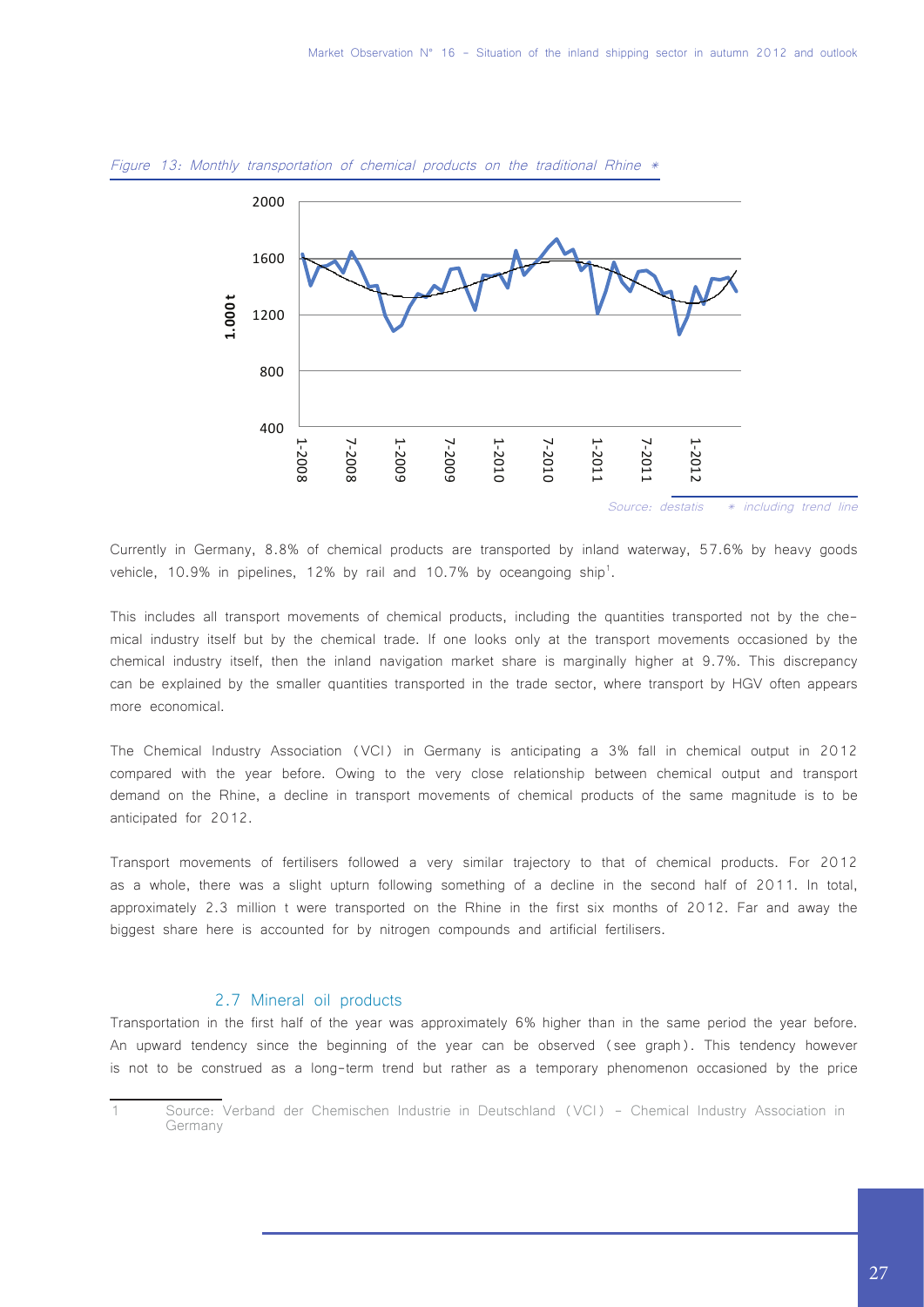*Figure 13: Monthly transportation of chemical products on the traditional Rhine \**

*Source: destatis \* including trend line*

Currently in Germany, 8.8% of chemical products are transported by inland waterway, 57.6% by heavy goods vehicle, 10.9% in pipelines, 12% by rail and 10.7% by oceangoing ship[1].

This includes all transport movements of chemical products, including the quantities transported not by the chemical industry itself but by the chemical trade. If one looks only at the transport movements occasioned by the chemical industry itself, then the inland navigation market share is marginally higher at 9.7%. This discrepancy can be explained by the smaller quantities transported in the trade sector, where transport by HGV often appears more economical.

The Chemical Industry Association (VCI) in Germany is anticipating a 3% fall in chemical output in 2012 compared with the year before. Owing to the very close relationship between chemical output and transport demand on the Rhine, a decline in transport movements of chemical products of the same magnitude is to be anticipated for 2012.

Transport movements of fertilisers followed a very similar trajectory to that of chemical products. For 2012 as a whole, there was a slight upturn following something of a decline in the second half of 2011. In total, approximately 2.3 million t were transported on the Rhine in the first six months of 2012. Far and away the biggest share here is accounted for by nitrogen compounds and artificial fertilisers.

### 2.7 Mineral oil products

Transportation in the first half of the year was approximately 6% higher than in the same period the year before. An upward tendency since the beginning of the year can be observed (see graph). This tendency however is not to be construed as a long-term trend but rather as a temporary phenomenon occasioned by the price

[1] Source: Verband der Chemischen Industrie in Deutschland (VCI) – Chemical Industry Association in Germany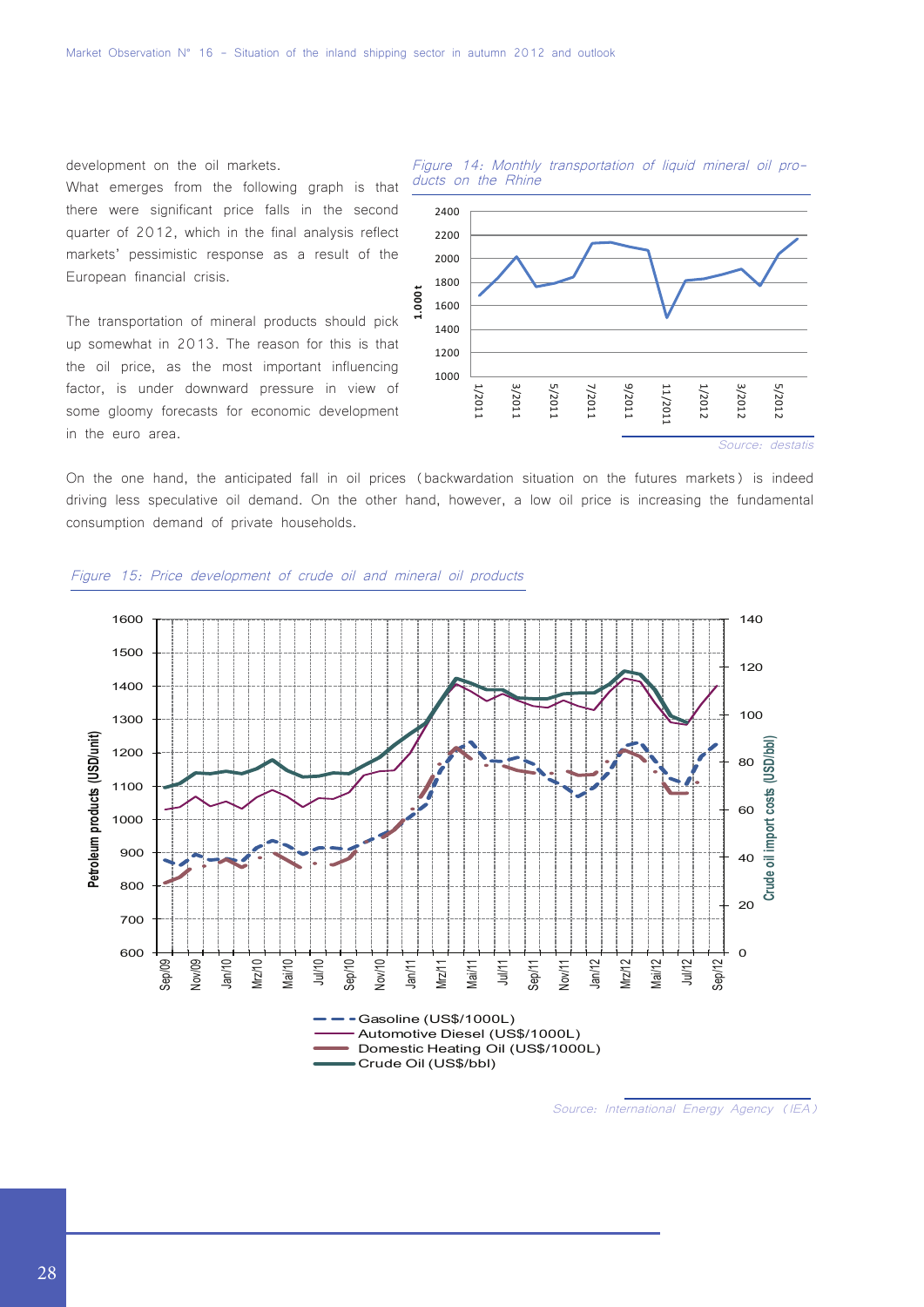development on the oil markets.

What emerges from the following graph is that there were significant price falls in the second quarter of 2012, which in the final analysis reflect markets' pessimistic response as a result of the European financial crisis.

The transportation of mineral products should pick up somewhat in 2013. The reason for this is that the oil price, as the most important influencing factor, is under downward pressure in view of some gloomy forecasts for economic development in the euro area.

*Figure 14: Monthly transportation of liquid mineral oil products on the Rhine*

Source: destatis

On the one hand, the anticipated fall in oil prices (backwardation situation on the futures markets) is indeed driving less speculative oil demand. On the other hand, however, a low oil price is increasing the fundamental consumption demand of private households.

*Figure 15: Price development of crude oil and mineral oil products*

Source: International Energy Agency (IEA)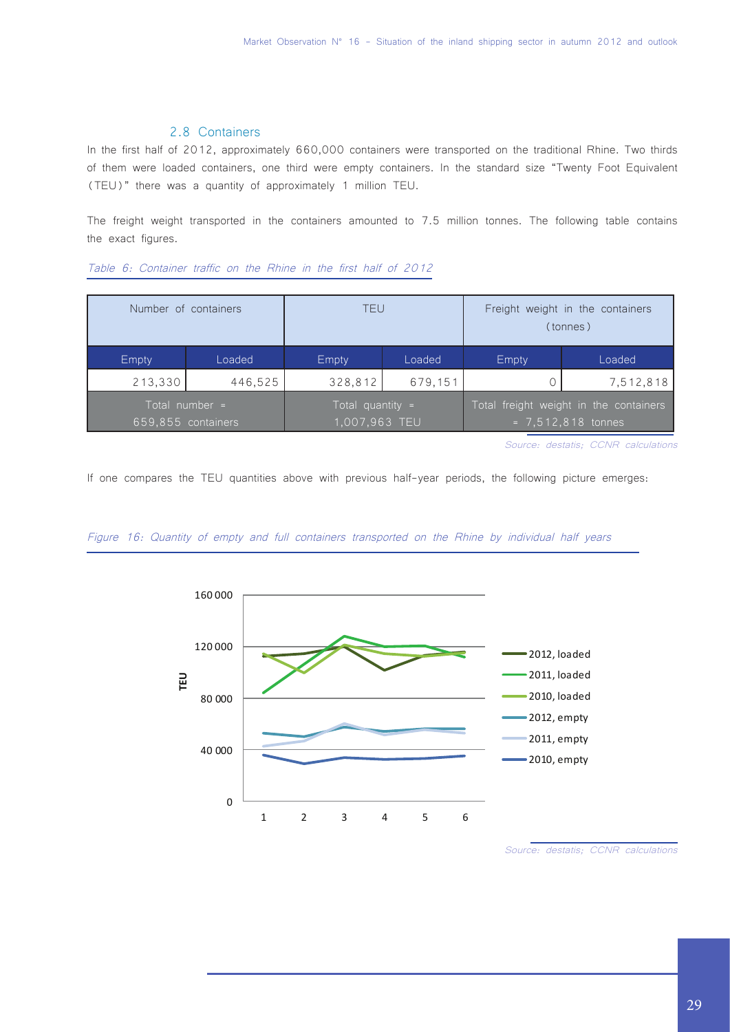## 2.8 Containers

In the first half of 2012, approximately 660,000 containers were transported on the traditional Rhine. Two thirds of them were loaded containers, one third were empty containers. In the standard size "Twenty Foot Equivalent (TEU)" there was a quantity of approximately 1 million TEU.

The freight weight transported in the containers amounted to 7.5 million tonnes. The following table contains the exact figures.

*Table 6: Container traffic on the Rhine in the first half of 2012*

| Number of containers | | TEU | | Freight weight in the containers (tonnes) | |
|---|---|---|---|---|---|
| Empty | Loaded | Empty | Loaded | Empty | Loaded |
| 213,330 | 446,525 | 328,812 | 679,151 | 0 | 7,512,818 |
| Total number = 659,855 containers | | Total quantity = 1,007,963 TEU | | Total freight weight in the containers = 7,512,818 tonnes | |

*Source: destatis; CCNR calculations*

If one compares the TEU quantities above with previous half-year periods, the following picture emerges:

*Figure 16: Quantity of empty and full containers transported on the Rhine by individual half years*

*Source: destatis; CCNR calculations*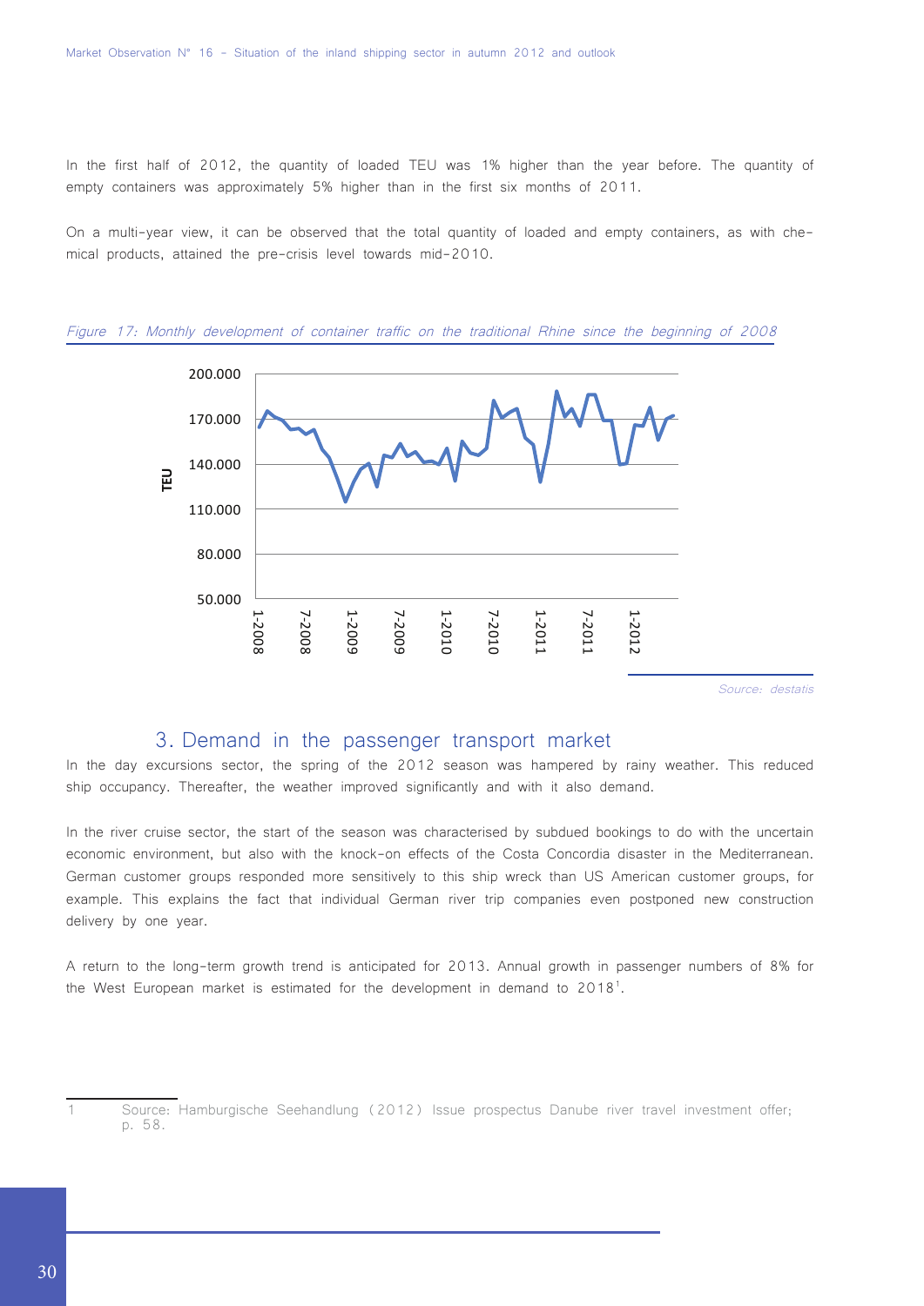In the first half of 2012, the quantity of loaded TEU was 1% higher than the year before. The quantity of empty containers was approximately 5% higher than in the first six months of 2011.

On a multi-year view, it can be observed that the total quantity of loaded and empty containers, as with chemical products, attained the pre-crisis level towards mid-2010.

*Figure 17: Monthly development of container traffic on the traditional Rhine since the beginning of 2008*

*Source: destatis*

## 3. Demand in the passenger transport market

In the day excursions sector, the spring of the 2012 season was hampered by rainy weather. This reduced ship occupancy. Thereafter, the weather improved significantly and with it also demand.

In the river cruise sector, the start of the season was characterised by subdued bookings to do with the uncertain economic environment, but also with the knock-on effects of the Costa Concordia disaster in the Mediterranean. German customer groups responded more sensitively to this ship wreck than US American customer groups, for example. This explains the fact that individual German river trip companies even postponed new construction delivery by one year.

A return to the long-term growth trend is anticipated for 2013. Annual growth in passenger numbers of 8% for the West European market is estimated for the development in demand to 2018[1].

---

1 Source: Hamburgische Seehandlung (2012) Issue prospectus Danube river travel investment offer; p. 58.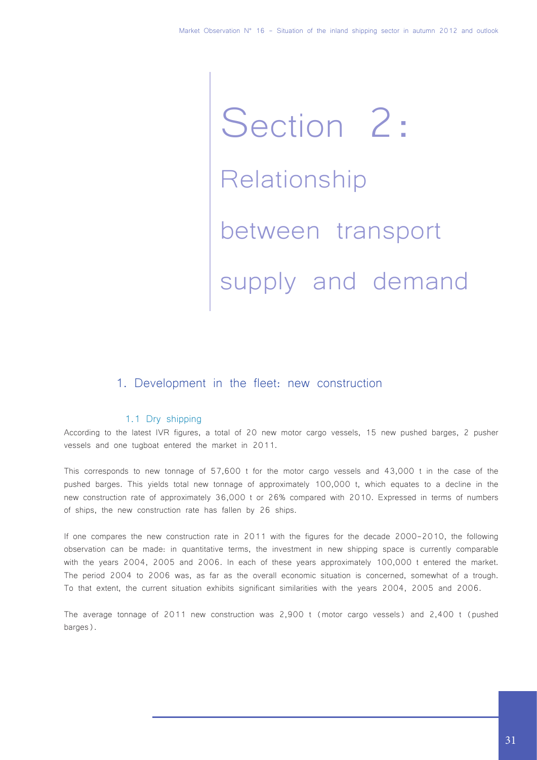# Section 2: Relationship between transport supply and demand

## 1. Development in the fleet: new construction

### 1.1 Dry shipping

According to the latest IVR figures, a total of 20 new motor cargo vessels, 15 new pushed barges, 2 pusher vessels and one tugboat entered the market in 2011.

This corresponds to new tonnage of 57,600 t for the motor cargo vessels and 43,000 t in the case of the pushed barges. This yields total new tonnage of approximately 100,000 t, which equates to a decline in the new construction rate of approximately 36,000 t or 26% compared with 2010. Expressed in terms of numbers of ships, the new construction rate has fallen by 26 ships.

If one compares the new construction rate in 2011 with the figures for the decade 2000-2010, the following observation can be made: in quantitative terms, the investment in new shipping space is currently comparable with the years 2004, 2005 and 2006. In each of these years approximately 100,000 t entered the market. The period 2004 to 2006 was, as far as the overall economic situation is concerned, somewhat of a trough. To that extent, the current situation exhibits significant similarities with the years 2004, 2005 and 2006.

The average tonnage of 2011 new construction was 2,900 t (motor cargo vessels) and 2,400 t (pushed barges).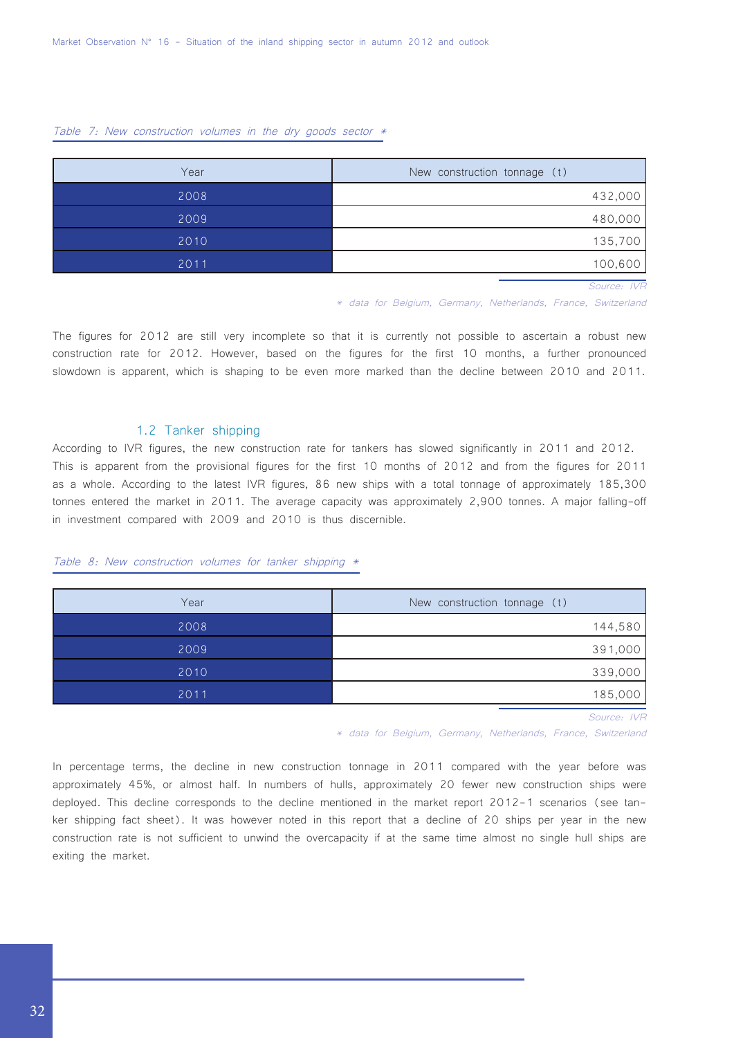*Table 7: New construction volumes in the dry goods sector \**

| Year | New construction tonnage (t) |
|---|---|
| 2008 | 432,000 |
| 2009 | 480,000 |
| 2010 | 135,700 |
| 2011 | 100,600 |

*Source: IVR*

*\* data for Belgium, Germany, Netherlands, France, Switzerland*

The figures for 2012 are still very incomplete so that it is currently not possible to ascertain a robust new construction rate for 2012. However, based on the figures for the first 10 months, a further pronounced slowdown is apparent, which is shaping to be even more marked than the decline between 2010 and 2011.

### 1.2 Tanker shipping

According to IVR figures, the new construction rate for tankers has slowed significantly in 2011 and 2012. This is apparent from the provisional figures for the first 10 months of 2012 and from the figures for 2011 as a whole. According to the latest IVR figures, 86 new ships with a total tonnage of approximately 185,300 tonnes entered the market in 2011. The average capacity was approximately 2,900 tonnes. A major falling-off in investment compared with 2009 and 2010 is thus discernible.

*Table 8: New construction volumes for tanker shipping \**

| Year | New construction tonnage (t) |
|---|---|
| 2008 | 144,580 |
| 2009 | 391,000 |
| 2010 | 339,000 |
| 2011 | 185,000 |

*Source: IVR*

*\* data for Belgium, Germany, Netherlands, France, Switzerland*

In percentage terms, the decline in new construction tonnage in 2011 compared with the year before was approximately 45%, or almost half. In numbers of hulls, approximately 20 fewer new construction ships were deployed. This decline corresponds to the decline mentioned in the market report 2012-1 scenarios (see tanker shipping fact sheet). It was however noted in this report that a decline of 20 ships per year in the new construction rate is not sufficient to unwind the overcapacity if at the same time almost no single hull ships are exiting the market.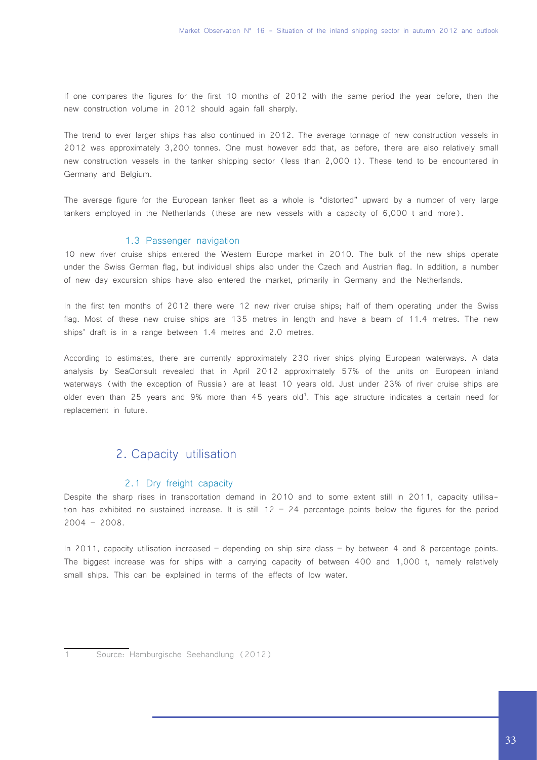If one compares the figures for the first 10 months of 2012 with the same period the year before, then the new construction volume in 2012 should again fall sharply.

The trend to ever larger ships has also continued in 2012. The average tonnage of new construction vessels in 2012 was approximately 3,200 tonnes. One must however add that, as before, there are also relatively small new construction vessels in the tanker shipping sector (less than 2,000 t). These tend to be encountered in Germany and Belgium.

The average figure for the European tanker fleet as a whole is "distorted" upward by a number of very large tankers employed in the Netherlands (these are new vessels with a capacity of 6,000 t and more).

### 1.3 Passenger navigation

10 new river cruise ships entered the Western Europe market in 2010. The bulk of the new ships operate under the Swiss German flag, but individual ships also under the Czech and Austrian flag. In addition, a number of new day excursion ships have also entered the market, primarily in Germany and the Netherlands.

In the first ten months of 2012 there were 12 new river cruise ships; half of them operating under the Swiss flag. Most of these new cruise ships are 135 metres in length and have a beam of 11.4 metres. The new ships' draft is in a range between 1.4 metres and 2.0 metres.

According to estimates, there are currently approximately 230 river ships plying European waterways. A data analysis by SeaConsult revealed that in April 2012 approximately 57% of the units on European inland waterways (with the exception of Russia) are at least 10 years old. Just under 23% of river cruise ships are older even than 25 years and 9% more than 45 years old[1]. This age structure indicates a certain need for replacement in future.

## 2. Capacity utilisation

### 2.1 Dry freight capacity

Despite the sharp rises in transportation demand in 2010 and to some extent still in 2011, capacity utilisation has exhibited no sustained increase. It is still 12 – 24 percentage points below the figures for the period 2004 – 2008.

In 2011, capacity utilisation increased – depending on ship size class – by between 4 and 8 percentage points. The biggest increase was for ships with a carrying capacity of between 400 and 1,000 t, namely relatively small ships. This can be explained in terms of the effects of low water.

---

[1] Source: Hamburgische Seehandlung (2012)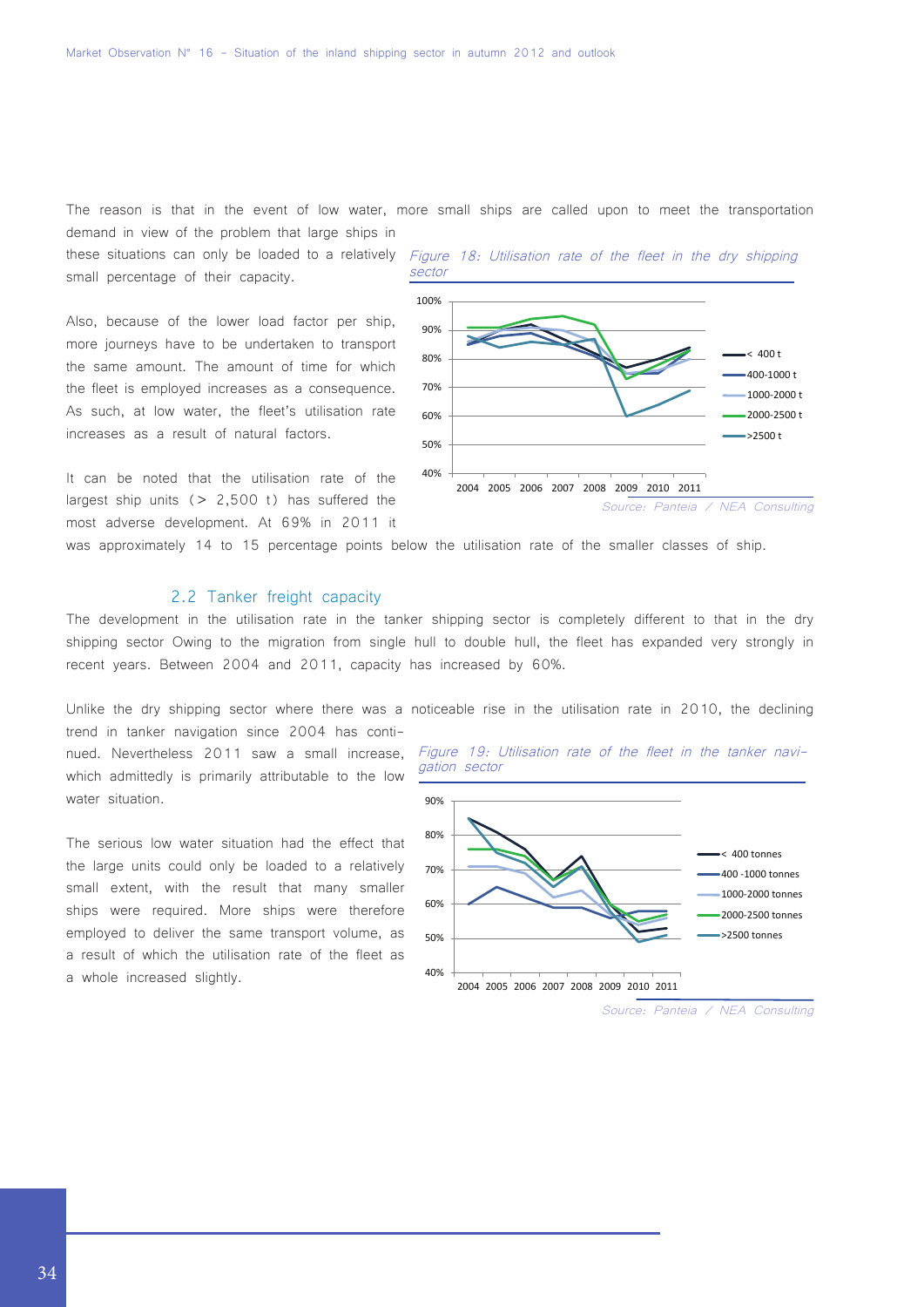The reason is that in the event of low water, more small ships are called upon to meet the transportation demand in view of the problem that large ships in these situations can only be loaded to a relatively small percentage of their capacity.

Also, because of the lower load factor per ship, more journeys have to be undertaken to transport the same amount. The amount of time for which the fleet is employed increases as a consequence. As such, at low water, the fleet's utilisation rate increases as a result of natural factors.

It can be noted that the utilisation rate of the largest ship units (> 2,500 t) has suffered the most adverse development. At 69% in 2011 it was approximately 14 to 15 percentage points below the utilisation rate of the smaller classes of ship.

*Figure 18: Utilisation rate of the fleet in the dry shipping sector*

*Source: Panteia / NEA Consulting*

## 2.2 Tanker freight capacity

The development in the utilisation rate in the tanker shipping sector is completely different to that in the dry shipping sector Owing to the migration from single hull to double hull, the fleet has expanded very strongly in recent years. Between 2004 and 2011, capacity has increased by 60%.

Unlike the dry shipping sector where there was a noticeable rise in the utilisation rate in 2010, the declining trend in tanker navigation since 2004 has continued. Nevertheless 2011 saw a small increase, which admittedly is primarily attributable to the low water situation.

The serious low water situation had the effect that the large units could only be loaded to a relatively small extent, with the result that many smaller ships were required. More ships were therefore employed to deliver the same transport volume, as a result of which the utilisation rate of the fleet as a whole increased slightly.

*Figure 19: Utilisation rate of the fleet in the tanker navigation sector*

*Source: Panteia / NEA Consulting*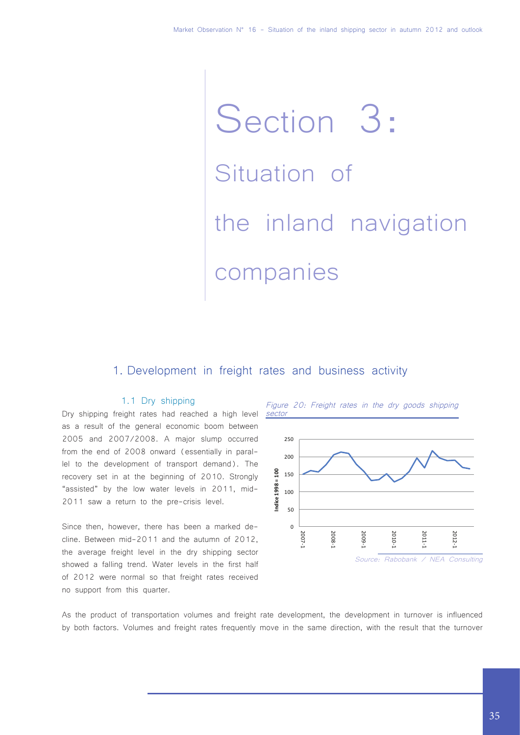# Section 3: Situation of the inland navigation companies

## 1. Development in freight rates and business activity

### 1.1 Dry shipping

Dry shipping freight rates had reached a high level as a result of the general economic boom between 2005 and 2007/2008. A major slump occurred from the end of 2008 onward (essentially in parallel to the development of transport demand). The recovery set in at the beginning of 2010. Strongly "assisted" by the low water levels in 2011, mid-2011 saw a return to the pre-crisis level.

Since then, however, there has been a marked decline. Between mid-2011 and the autumn of 2012, the average freight level in the dry shipping sector showed a falling trend. Water levels in the first half of 2012 were normal so that freight rates received no support from this quarter.

*Figure 20: Freight rates in the dry goods shipping sector*

*Source: Rabobank / NEA Consulting*

As the product of transportation volumes and freight rate development, the development in turnover is influenced by both factors. Volumes and freight rates frequently move in the same direction, with the result that the turnover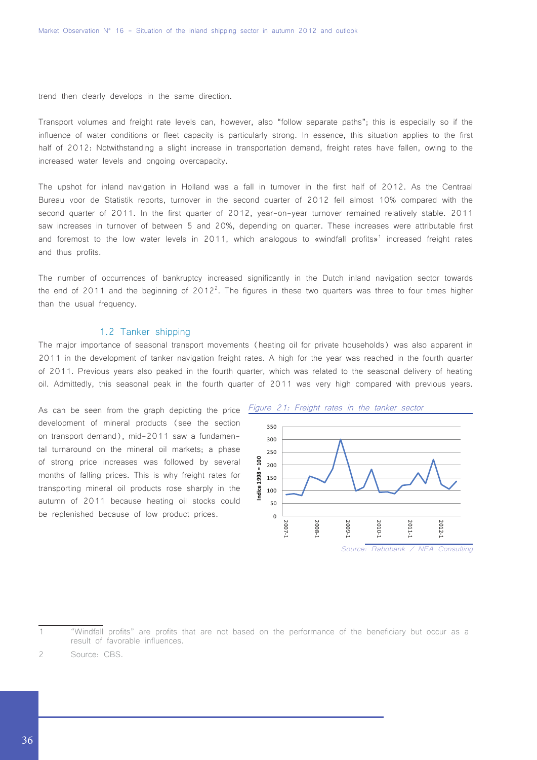trend then clearly develops in the same direction.

Transport volumes and freight rate levels can, however, also "follow separate paths"; this is especially so if the influence of water conditions or fleet capacity is particularly strong. In essence, this situation applies to the first half of 2012: Notwithstanding a slight increase in transportation demand, freight rates have fallen, owing to the increased water levels and ongoing overcapacity.

The upshot for inland navigation in Holland was a fall in turnover in the first half of 2012. As the Centraal Bureau voor de Statistik reports, turnover in the second quarter of 2012 fell almost 10% compared with the second quarter of 2011. In the first quarter of 2012, year-on-year turnover remained relatively stable. 2011 saw increases in turnover of between 5 and 20%, depending on quarter. These increases were attributable first and foremost to the low water levels in 2011, which analogous to «windfall profits»[1] increased freight rates and thus profits.

The number of occurrences of bankruptcy increased significantly in the Dutch inland navigation sector towards the end of 2011 and the beginning of 2012[2]. The figures in these two quarters was three to four times higher than the usual frequency.

### 1.2 Tanker shipping

The major importance of seasonal transport movements (heating oil for private households) was also apparent in 2011 in the development of tanker navigation freight rates. A high for the year was reached in the fourth quarter of 2011. Previous years also peaked in the fourth quarter, which was related to the seasonal delivery of heating oil. Admittedly, this seasonal peak in the fourth quarter of 2011 was very high compared with previous years.

As can be seen from the graph depicting the price development of mineral products (see the section on transport demand), mid-2011 saw a fundamental turnaround on the mineral oil markets; a phase of strong price increases was followed by several months of falling prices. This is why freight rates for transporting mineral oil products rose sharply in the autumn of 2011 because heating oil stocks could be replenished because of low product prices.

*Figure 21: Freight rates in the tanker sector*

Source: Rabobank / NEA Consulting

---

1 "Windfall profits" are profits that are not based on the performance of the beneficiary but occur as a result of favorable influences.

2 Source: CBS.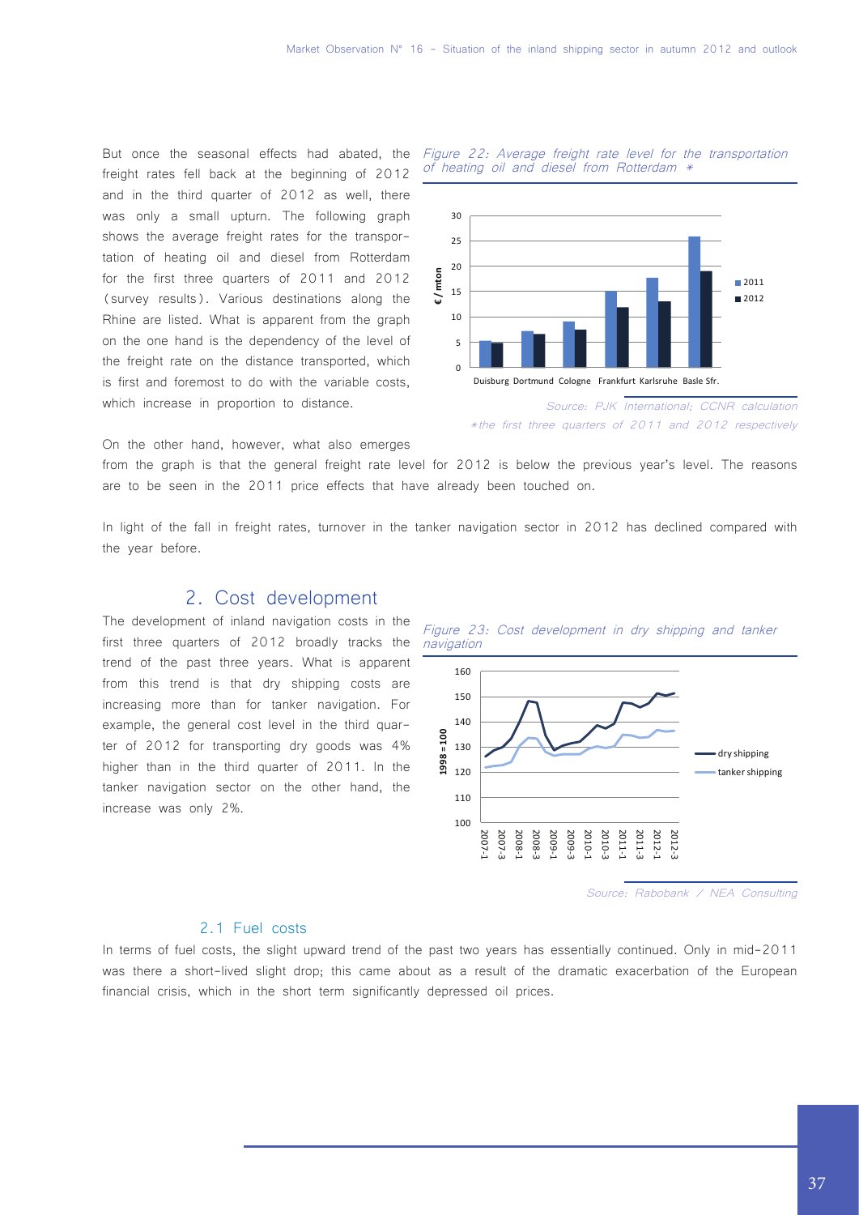But once the seasonal effects had abated, the freight rates fell back at the beginning of 2012 and in the third quarter of 2012 as well, there was only a small upturn. The following graph shows the average freight rates for the transportation of heating oil and diesel from Rotterdam for the first three quarters of 2011 and 2012 (survey results). Various destinations along the Rhine are listed. What is apparent from the graph on the one hand is the dependency of the level of the freight rate on the distance transported, which is first and foremost to do with the variable costs, which increase in proportion to distance.

*Figure 22: Average freight rate level for the transportation of heating oil and diesel from Rotterdam \**

*Source: PJK International; CCNR calculation*
*\*the first three quarters of 2011 and 2012 respectively*

On the other hand, however, what also emerges from the graph is that the general freight rate level for 2012 is below the previous year's level. The reasons are to be seen in the 2011 price effects that have already been touched on.

In light of the fall in freight rates, turnover in the tanker navigation sector in 2012 has declined compared with the year before.

## 2. Cost development

The development of inland navigation costs in the first three quarters of 2012 broadly tracks the trend of the past three years. What is apparent from this trend is that dry shipping costs are increasing more than for tanker navigation. For example, the general cost level in the third quarter of 2012 for transporting dry goods was 4% higher than in the third quarter of 2011. In the tanker navigation sector on the other hand, the increase was only 2%.

*Figure 23: Cost development in dry shipping and tanker navigation*

*Source: Rabobank / NEA Consulting*

### 2.1 Fuel costs

In terms of fuel costs, the slight upward trend of the past two years has essentially continued. Only in mid-2011 was there a short-lived slight drop; this came about as a result of the dramatic exacerbation of the European financial crisis, which in the short term significantly depressed oil prices.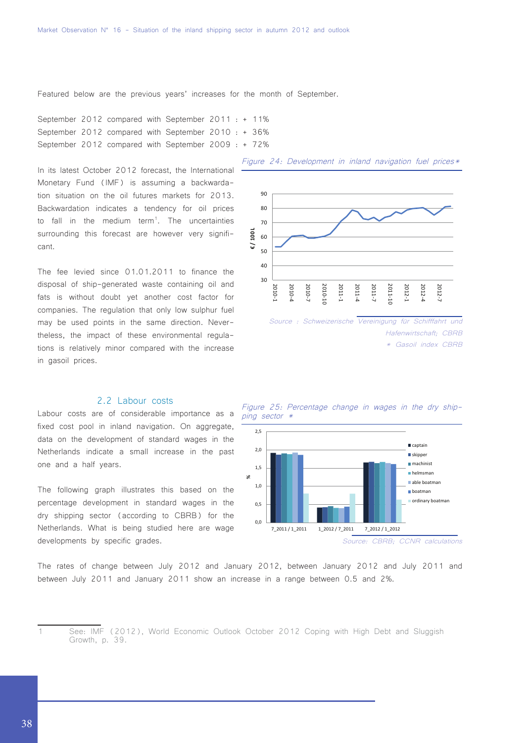Featured below are the previous years' increases for the month of September.

September 2012 compared with September 2011 : + 11%
September 2012 compared with September 2010 : + 36%
September 2012 compared with September 2009 : + 72%

In its latest October 2012 forecast, the International Monetary Fund (IMF) is assuming a backwardation situation on the oil futures markets for 2013. Backwardation indicates a tendency for oil prices to fall in the medium term[1]. The uncertainties surrounding this forecast are however very significant.

The fee levied since 01.01.2011 to finance the disposal of ship-generated waste containing oil and fats is without doubt yet another cost factor for companies. The regulation that only low sulphur fuel may be used points in the same direction. Nevertheless, the impact of these environmental regulations is relatively minor compared with the increase in gasoil prices.

*Figure 24: Development in inland navigation fuel prices\**

*Source : Schweizerische Vereinigung für Schifffahrt und Hafenwirtschaft; CBRB*
*\* Gasoil index CBRB*

### 2.2 Labour costs

Labour costs are of considerable importance as a fixed cost pool in inland navigation. On aggregate, data on the development of standard wages in the Netherlands indicate a small increase in the past one and a half years.

The following graph illustrates this based on the percentage development in standard wages in the dry shipping sector (according to CBRB) for the Netherlands. What is being studied here are wage developments by specific grades.

*Figure 25: Percentage change in wages in the dry shipping sector \**

*Source: CBRB; CCNR calculations*

The rates of change between July 2012 and January 2012, between January 2012 and July 2011 and between July 2011 and January 2011 show an increase in a range between 0.5 and 2%.

[1] See: IMF (2012), World Economic Outlook October 2012 Coping with High Debt and Sluggish Growth, p. 39.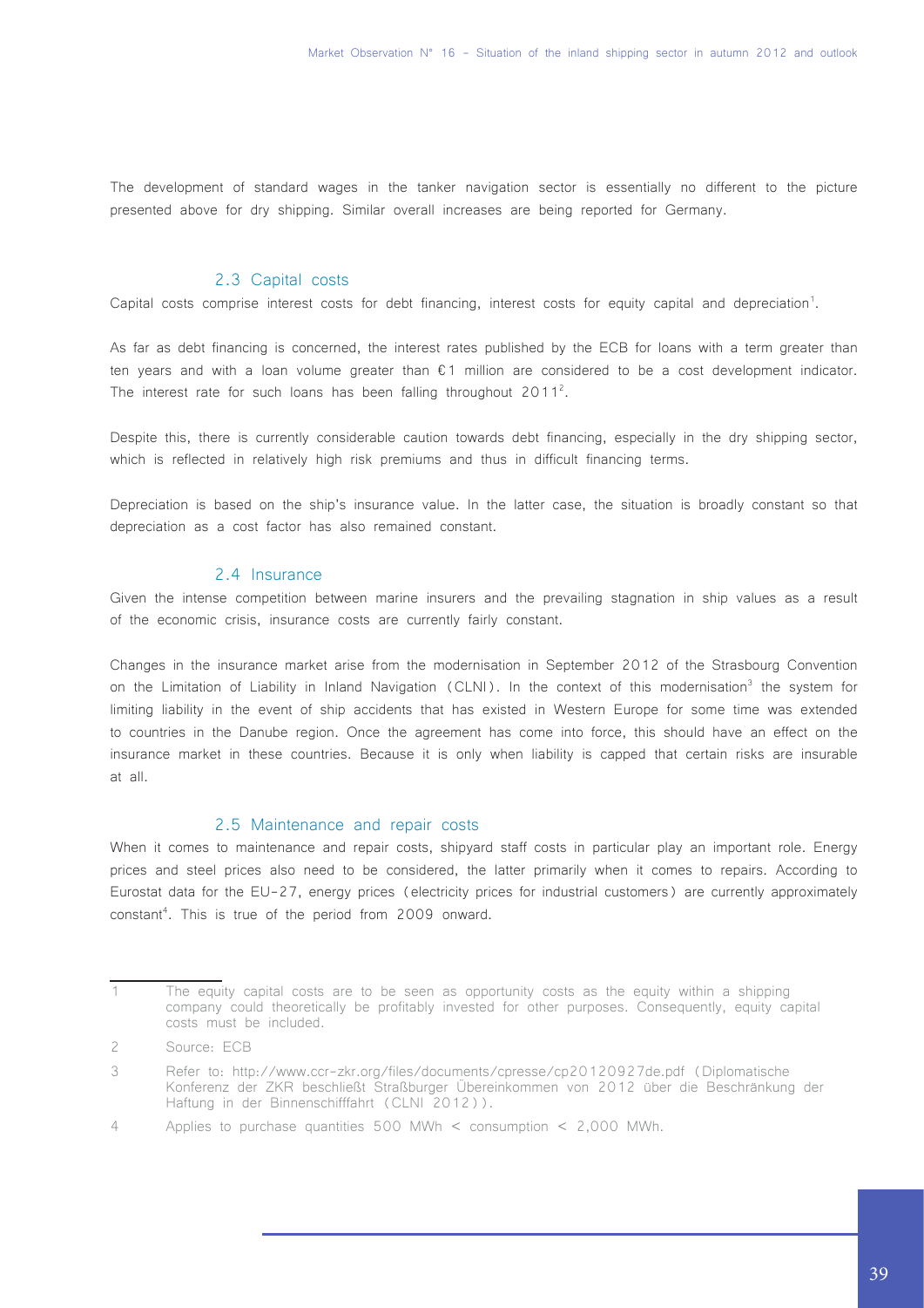The development of standard wages in the tanker navigation sector is essentially no different to the picture presented above for dry shipping. Similar overall increases are being reported for Germany.

### 2.3 Capital costs

Capital costs comprise interest costs for debt financing, interest costs for equity capital and depreciation[1].

As far as debt financing is concerned, the interest rates published by the ECB for loans with a term greater than ten years and with a loan volume greater than €1 million are considered to be a cost development indicator. The interest rate for such loans has been falling throughout 2011[2].

Despite this, there is currently considerable caution towards debt financing, especially in the dry shipping sector, which is reflected in relatively high risk premiums and thus in difficult financing terms.

Depreciation is based on the ship's insurance value. In the latter case, the situation is broadly constant so that depreciation as a cost factor has also remained constant.

### 2.4 Insurance

Given the intense competition between marine insurers and the prevailing stagnation in ship values as a result of the economic crisis, insurance costs are currently fairly constant.

Changes in the insurance market arise from the modernisation in September 2012 of the Strasbourg Convention on the Limitation of Liability in Inland Navigation (CLNI). In the context of this modernisation[3] the system for limiting liability in the event of ship accidents that has existed in Western Europe for some time was extended to countries in the Danube region. Once the agreement has come into force, this should have an effect on the insurance market in these countries. Because it is only when liability is capped that certain risks are insurable at all.

### 2.5 Maintenance and repair costs

When it comes to maintenance and repair costs, shipyard staff costs in particular play an important role. Energy prices and steel prices also need to be considered, the latter primarily when it comes to repairs. According to Eurostat data for the EU-27, energy prices (electricity prices for industrial customers) are currently approximately constant[4]. This is true of the period from 2009 onward.

---

1 The equity capital costs are to be seen as opportunity costs as the equity within a shipping company could theoretically be profitably invested for other purposes. Consequently, equity capital costs must be included.

2 Source: ECB

3 Refer to: http://www.ccr-zkr.org/files/documents/cpresse/cp20120927de.pdf (Diplomatische Konferenz der ZKR beschließt Straßburger Übereinkommen von 2012 über die Beschränkung der Haftung in der Binnenschifffahrt (CLNI 2012)).

4 Applies to purchase quantities 500 MWh < consumption < 2,000 MWh.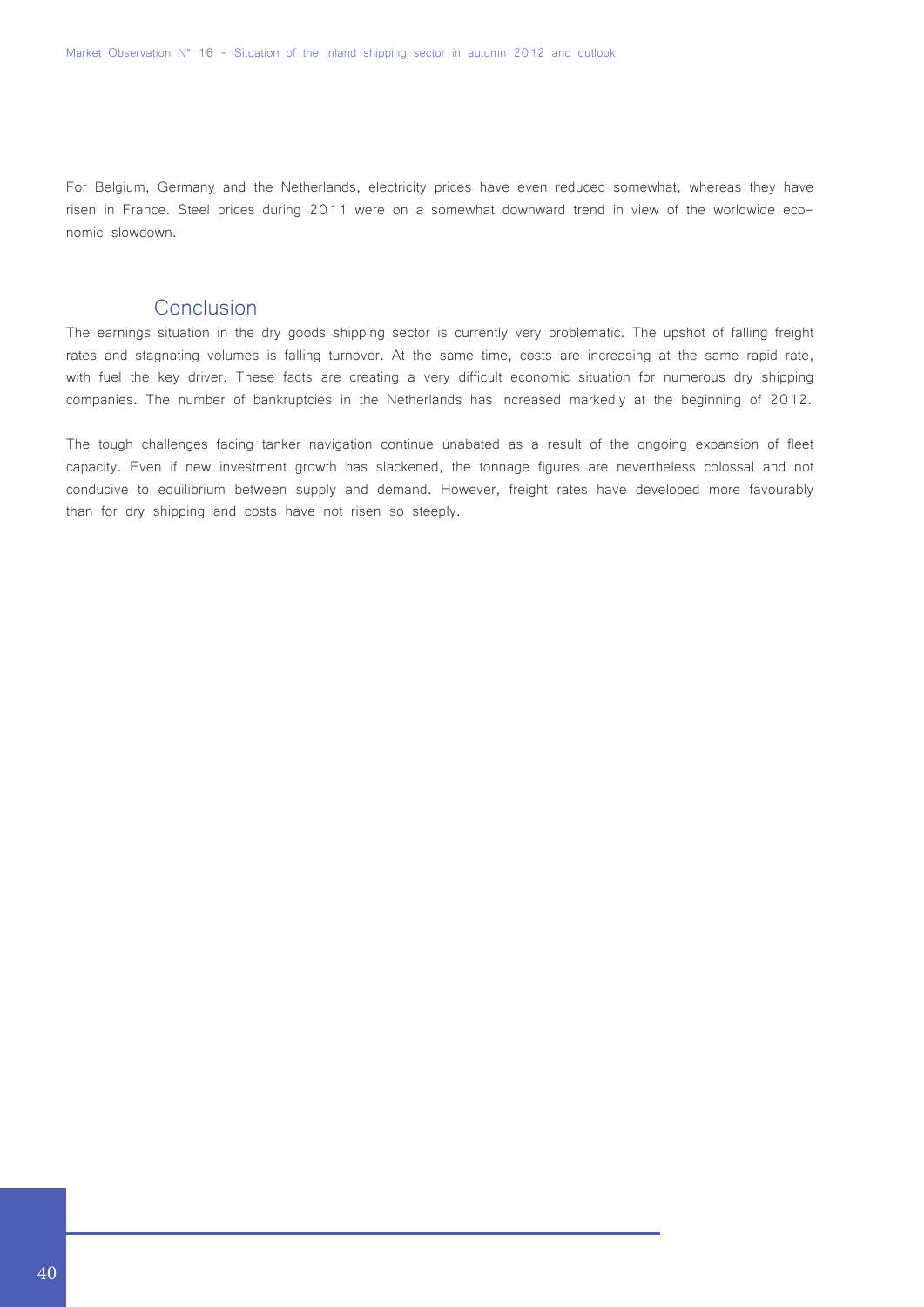For Belgium, Germany and the Netherlands, electricity prices have even reduced somewhat, whereas they have risen in France. Steel prices during 2011 were on a somewhat downward trend in view of the worldwide economic slowdown.

## Conclusion

The earnings situation in the dry goods shipping sector is currently very problematic. The upshot of falling freight rates and stagnating volumes is falling turnover. At the same time, costs are increasing at the same rapid rate, with fuel the key driver. These facts are creating a very difficult economic situation for numerous dry shipping companies. The number of bankruptcies in the Netherlands has increased markedly at the beginning of 2012.

The tough challenges facing tanker navigation continue unabated as a result of the ongoing expansion of fleet capacity. Even if new investment growth has slackened, the tonnage figures are nevertheless colossal and not conducive to equilibrium between supply and demand. However, freight rates have developed more favourably than for dry shipping and costs have not risen so steeply.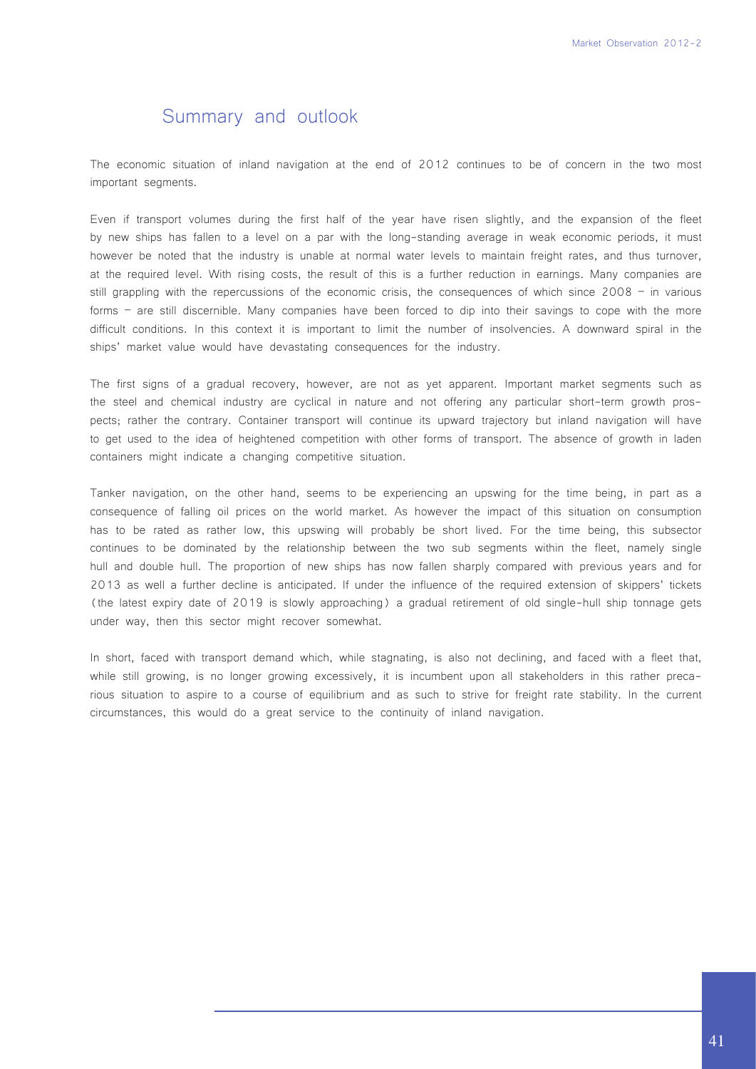## Summary and outlook

The economic situation of inland navigation at the end of 2012 continues to be of concern in the two most important segments.

Even if transport volumes during the first half of the year have risen slightly, and the expansion of the fleet by new ships has fallen to a level on a par with the long-standing average in weak economic periods, it must however be noted that the industry is unable at normal water levels to maintain freight rates, and thus turnover, at the required level. With rising costs, the result of this is a further reduction in earnings. Many companies are still grappling with the repercussions of the economic crisis, the consequences of which since 2008 – in various forms – are still discernible. Many companies have been forced to dip into their savings to cope with the more difficult conditions. In this context it is important to limit the number of insolvencies. A downward spiral in the ships' market value would have devastating consequences for the industry.

The first signs of a gradual recovery, however, are not as yet apparent. Important market segments such as the steel and chemical industry are cyclical in nature and not offering any particular short-term growth prospects; rather the contrary. Container transport will continue its upward trajectory but inland navigation will have to get used to the idea of heightened competition with other forms of transport. The absence of growth in laden containers might indicate a changing competitive situation.

Tanker navigation, on the other hand, seems to be experiencing an upswing for the time being, in part as a consequence of falling oil prices on the world market. As however the impact of this situation on consumption has to be rated as rather low, this upswing will probably be short lived. For the time being, this subsector continues to be dominated by the relationship between the two sub segments within the fleet, namely single hull and double hull. The proportion of new ships has now fallen sharply compared with previous years and for 2013 as well a further decline is anticipated. If under the influence of the required extension of skippers' tickets (the latest expiry date of 2019 is slowly approaching) a gradual retirement of old single-hull ship tonnage gets under way, then this sector might recover somewhat.

In short, faced with transport demand which, while stagnating, is also not declining, and faced with a fleet that, while still growing, is no longer growing excessively, it is incumbent upon all stakeholders in this rather precarious situation to aspire to a course of equilibrium and as such to strive for freight rate stability. In the current circumstances, this would do a great service to the continuity of inland navigation.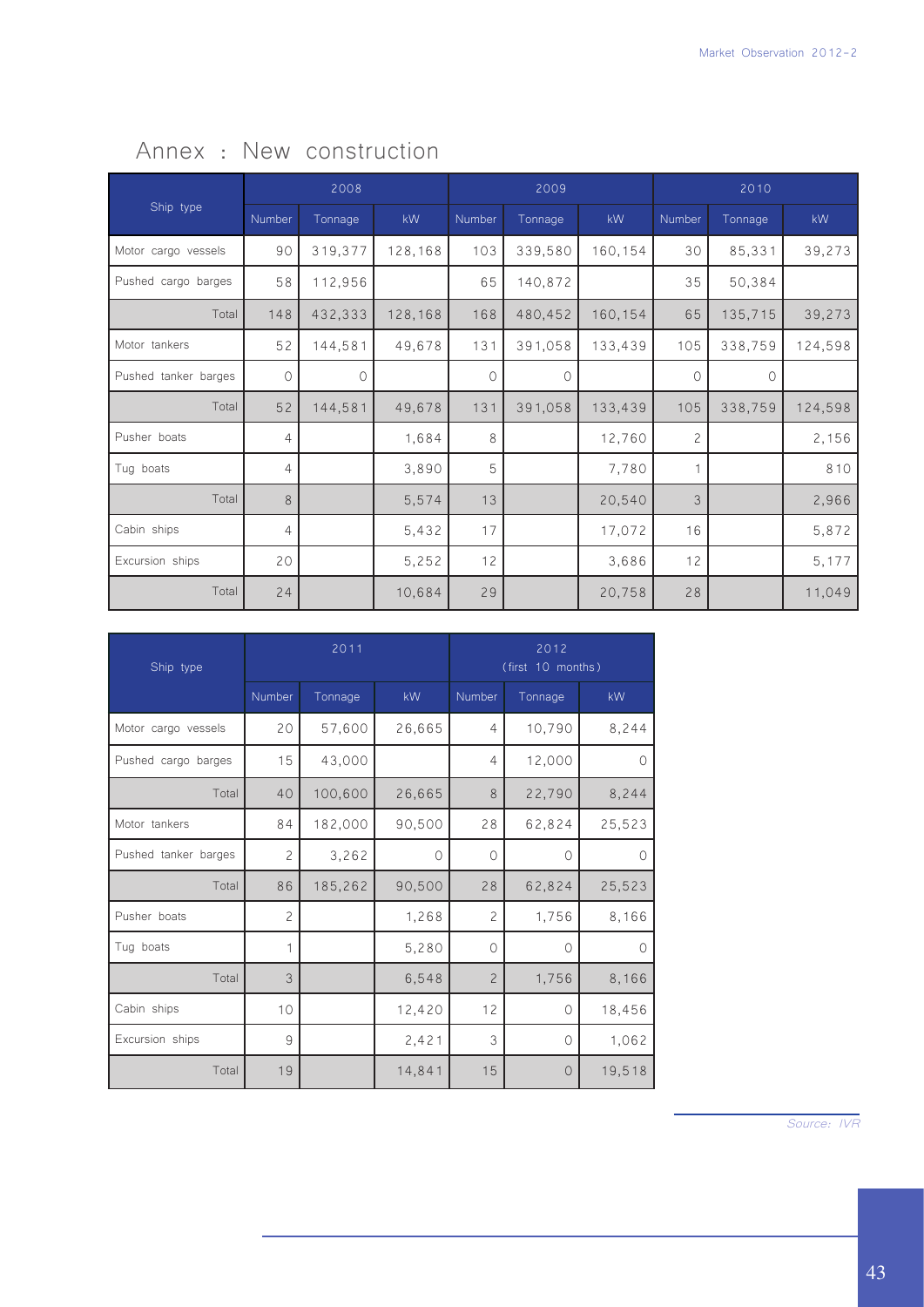# Annex : New construction

| Ship type | 2008 | | | 2009 | | | 2010 | | |
|---|---|---|---|---|---|---|---|---|---|
| | Number | Tonnage | kW | Number | Tonnage | kW | Number | Tonnage | kW |
| Motor cargo vessels | 90 | 319,377 | 128,168 | 103 | 339,580 | 160,154 | 30 | 85,331 | 39,273 |
| Pushed cargo barges | 58 | 112,956 | | 65 | 140,872 | | 35 | 50,384 | |
| Total | 148 | 432,333 | 128,168 | 168 | 480,452 | 160,154 | 65 | 135,715 | 39,273 |
| Motor tankers | 52 | 144,581 | 49,678 | 131 | 391,058 | 133,439 | 105 | 338,759 | 124,598 |
| Pushed tanker barges | 0 | 0 | | 0 | 0 | | 0 | 0 | |
| Total | 52 | 144,581 | 49,678 | 131 | 391,058 | 133,439 | 105 | 338,759 | 124,598 |
| Pusher boats | 4 | | 1,684 | 8 | | 12,760 | 2 | | 2,156 |
| Tug boats | 4 | | 3,890 | 5 | | 7,780 | 1 | | 810 |
| Total | 8 | | 5,574 | 13 | | 20,540 | 3 | | 2,966 |
| Cabin ships | 4 | | 5,432 | 17 | | 17,072 | 16 | | 5,872 |
| Excursion ships | 20 | | 5,252 | 12 | | 3,686 | 12 | | 5,177 |
| Total | 24 | | 10,684 | 29 | | 20,758 | 28 | | 11,049 |

| Ship type | 2011 | | | 2012 (first 10 months) | | |
|---|---|---|---|---|---|---|
| | Number | Tonnage | kW | Number | Tonnage | kW |
| Motor cargo vessels | 20 | 57,600 | 26,665 | 4 | 10,790 | 8,244 |
| Pushed cargo barges | 15 | 43,000 | | 4 | 12,000 | 0 |
| Total | 40 | 100,600 | 26,665 | 8 | 22,790 | 8,244 |
| Motor tankers | 84 | 182,000 | 90,500 | 28 | 62,824 | 25,523 |
| Pushed tanker barges | 2 | 3,262 | 0 | 0 | 0 | 0 |
| Total | 86 | 185,262 | 90,500 | 28 | 62,824 | 25,523 |
| Pusher boats | 2 | | 1,268 | 2 | 1,756 | 8,166 |
| Tug boats | 1 | | 5,280 | 0 | 0 | 0 |
| Total | 3 | | 6,548 | 2 | 1,756 | 8,166 |
| Cabin ships | 10 | | 12,420 | 12 | 0 | 18,456 |
| Excursion ships | 9 | | 2,421 | 3 | 0 | 1,062 |
| Total | 19 | | 14,841 | 15 | 0 | 19,518 |

*Source: IVR*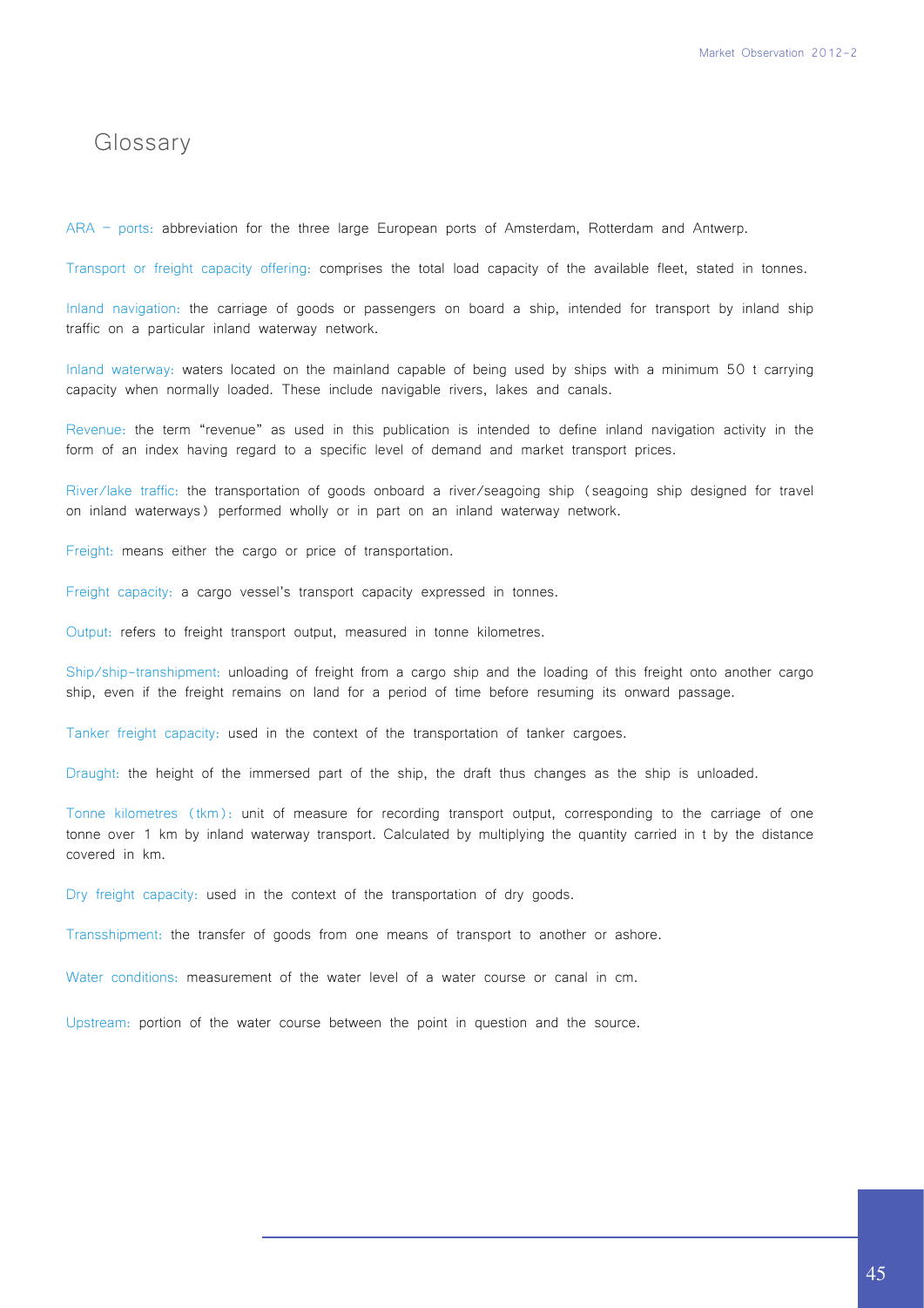# Glossary

ARA – ports: abbreviation for the three large European ports of Amsterdam, Rotterdam and Antwerp.

Transport or freight capacity offering: comprises the total load capacity of the available fleet, stated in tonnes.

Inland navigation: the carriage of goods or passengers on board a ship, intended for transport by inland ship traffic on a particular inland waterway network.

Inland waterway: waters located on the mainland capable of being used by ships with a minimum 50 t carrying capacity when normally loaded. These include navigable rivers, lakes and canals.

Revenue: the term "revenue" as used in this publication is intended to define inland navigation activity in the form of an index having regard to a specific level of demand and market transport prices.

River/lake traffic: the transportation of goods onboard a river/seagoing ship (seagoing ship designed for travel on inland waterways) performed wholly or in part on an inland waterway network.

Freight: means either the cargo or price of transportation.

Freight capacity: a cargo vessel's transport capacity expressed in tonnes.

Output: refers to freight transport output, measured in tonne kilometres.

Ship/ship-transhipment: unloading of freight from a cargo ship and the loading of this freight onto another cargo ship, even if the freight remains on land for a period of time before resuming its onward passage.

Tanker freight capacity: used in the context of the transportation of tanker cargoes.

Draught: the height of the immersed part of the ship, the draft thus changes as the ship is unloaded.

Tonne kilometres (tkm): unit of measure for recording transport output, corresponding to the carriage of one tonne over 1 km by inland waterway transport. Calculated by multiplying the quantity carried in t by the distance covered in km.

Dry freight capacity: used in the context of the transportation of dry goods.

Transshipment: the transfer of goods from one means of transport to another or ashore.

Water conditions: measurement of the water level of a water course or canal in cm.

Upstream: portion of the water course between the point in question and the source.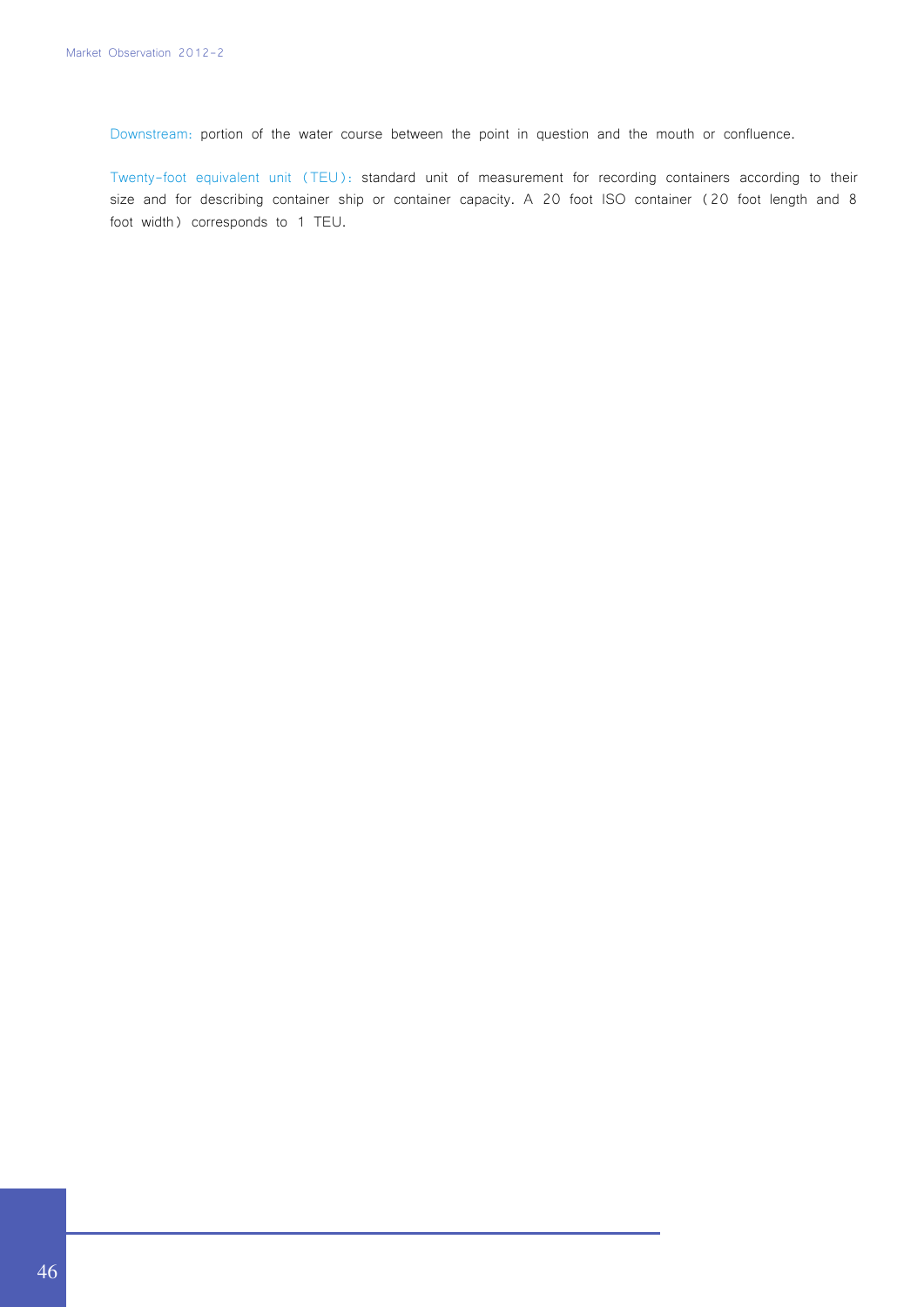Downstream: portion of the water course between the point in question and the mouth or confluence.

Twenty-foot equivalent unit (TEU): standard unit of measurement for recording containers according to their size and for describing container ship or container capacity. A 20 foot ISO container (20 foot length and 8 foot width) corresponds to 1 TEU.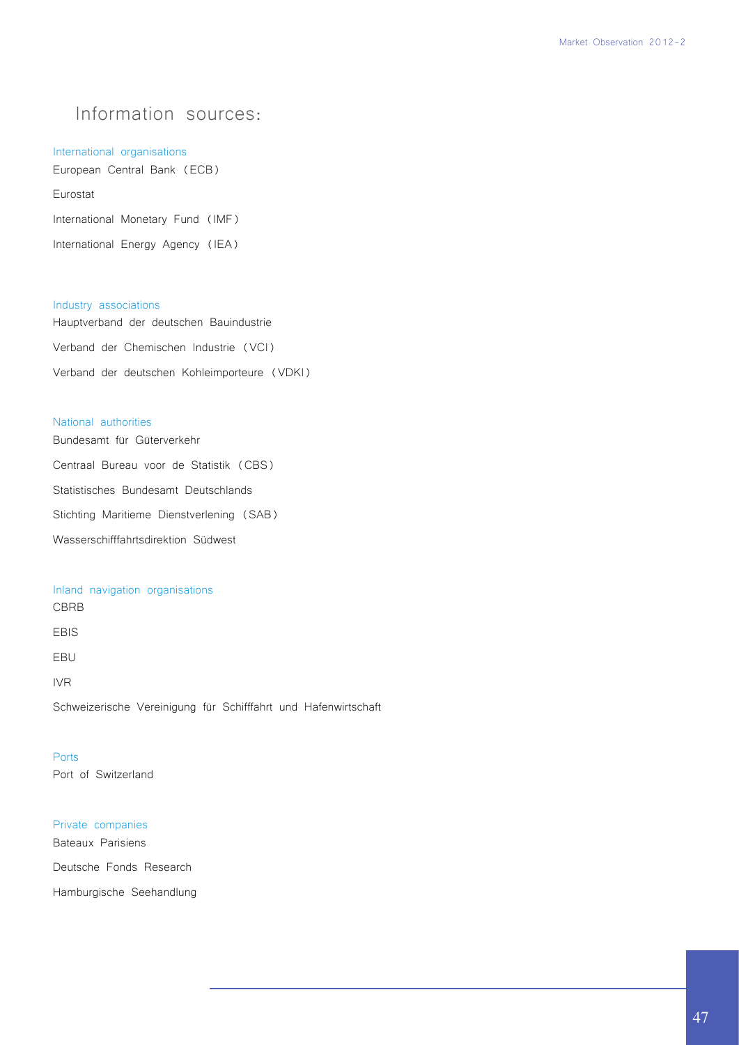# Information sources:

## International organisations

European Central Bank (ECB)

Eurostat

International Monetary Fund (IMF)

International Energy Agency (IEA)

## Industry associations

Hauptverband der deutschen Bauindustrie

Verband der Chemischen Industrie (VCI)

Verband der deutschen Kohleimporteure (VDKI)

## National authorities

Bundesamt für Güterverkehr

Centraal Bureau voor de Statistik (CBS)

Statistisches Bundesamt Deutschlands

Stichting Maritieme Dienstverlening (SAB)

Wasserschifffahrtsdirektion Südwest

## Inland navigation organisations

CBRB

EBIS

EBU

IVR

Schweizerische Vereinigung für Schifffahrt und Hafenwirtschaft

## Ports

Port of Switzerland

## Private companies

Bateaux Parisiens

Deutsche Fonds Research

Hamburgische Seehandlung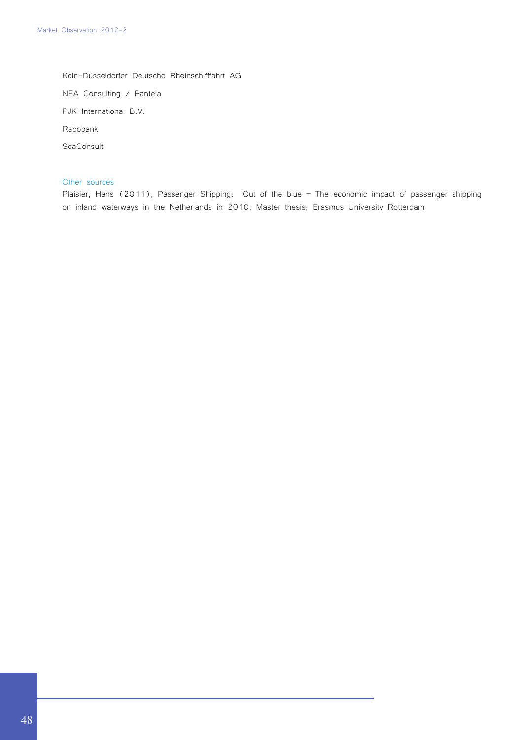Köln-Düsseldorfer Deutsche Rheinschifffahrt AG

NEA Consulting / Panteia

PJK International B.V.

Rabobank

SeaConsult

### Other sources

Plaisier, Hans (2011), Passenger Shipping: Out of the blue – The economic impact of passenger shipping on inland waterways in the Netherlands in 2010; Master thesis; Erasmus University Rotterdam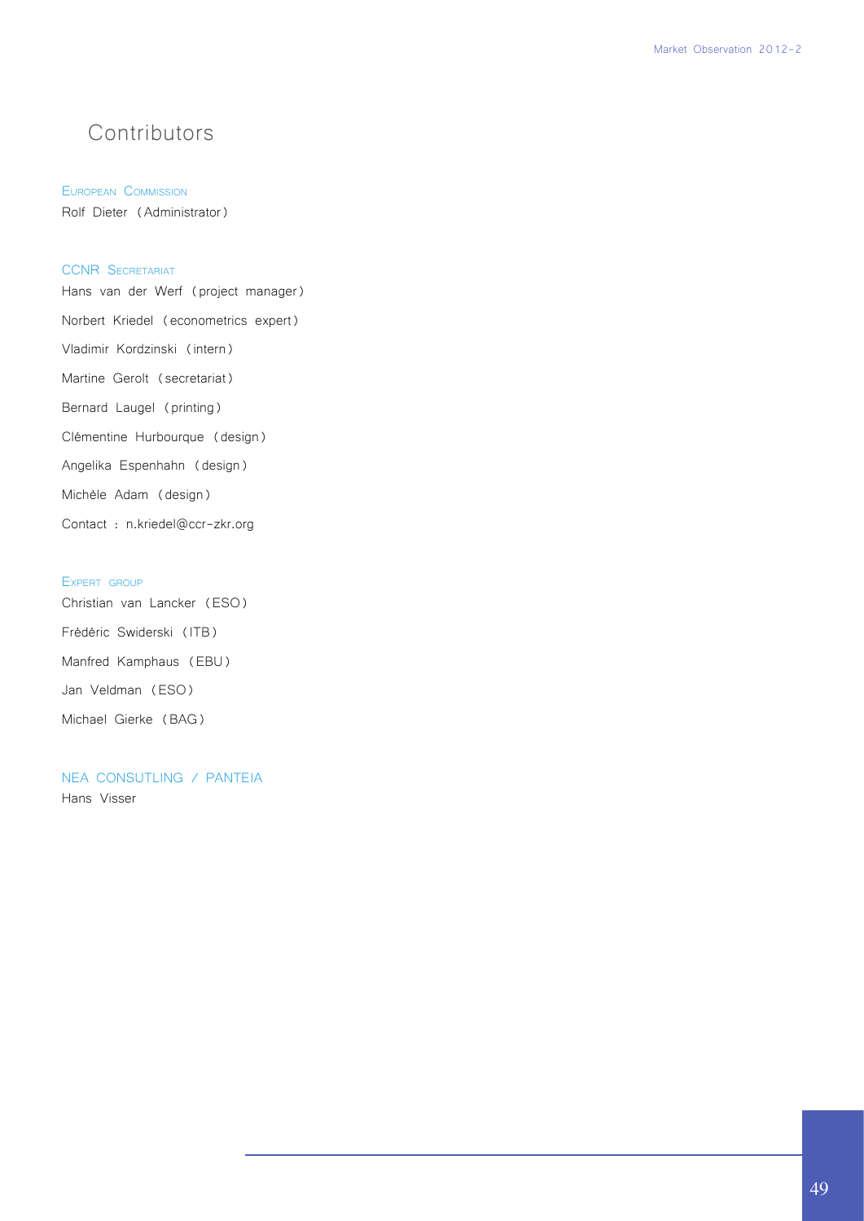# Contributors

### European Commission

Rolf Dieter (Administrator)

### CCNR Secretariat

Hans van der Werf (project manager)

Norbert Kriedel (econometrics expert)

Vladimir Kordzinski (intern)

Martine Gerolt (secretariat)

Bernard Laugel (printing)

Clémentine Hurbourque (design)

Angelika Espenhahn (design)

Michèle Adam (design)

Contact : n.kriedel@ccr-zkr.org

### Expert group

Christian van Lancker (ESO)

Frédéric Swiderski (ITB)

Manfred Kamphaus (EBU)

Jan Veldman (ESO)

Michael Gierke (BAG)

### NEA CONSUTLING / PANTEIA

Hans Visser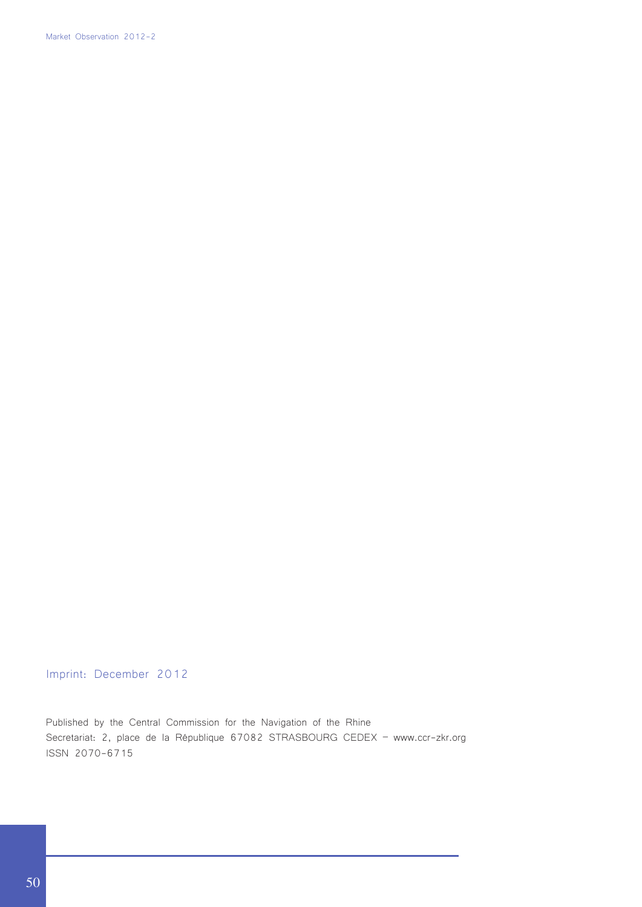Imprint: December 2012

Published by the Central Commission for the Navigation of the Rhine
Secretariat: 2, place de la République 67082 STRASBOURG CEDEX – www.ccr-zkr.org
ISSN 2070-6715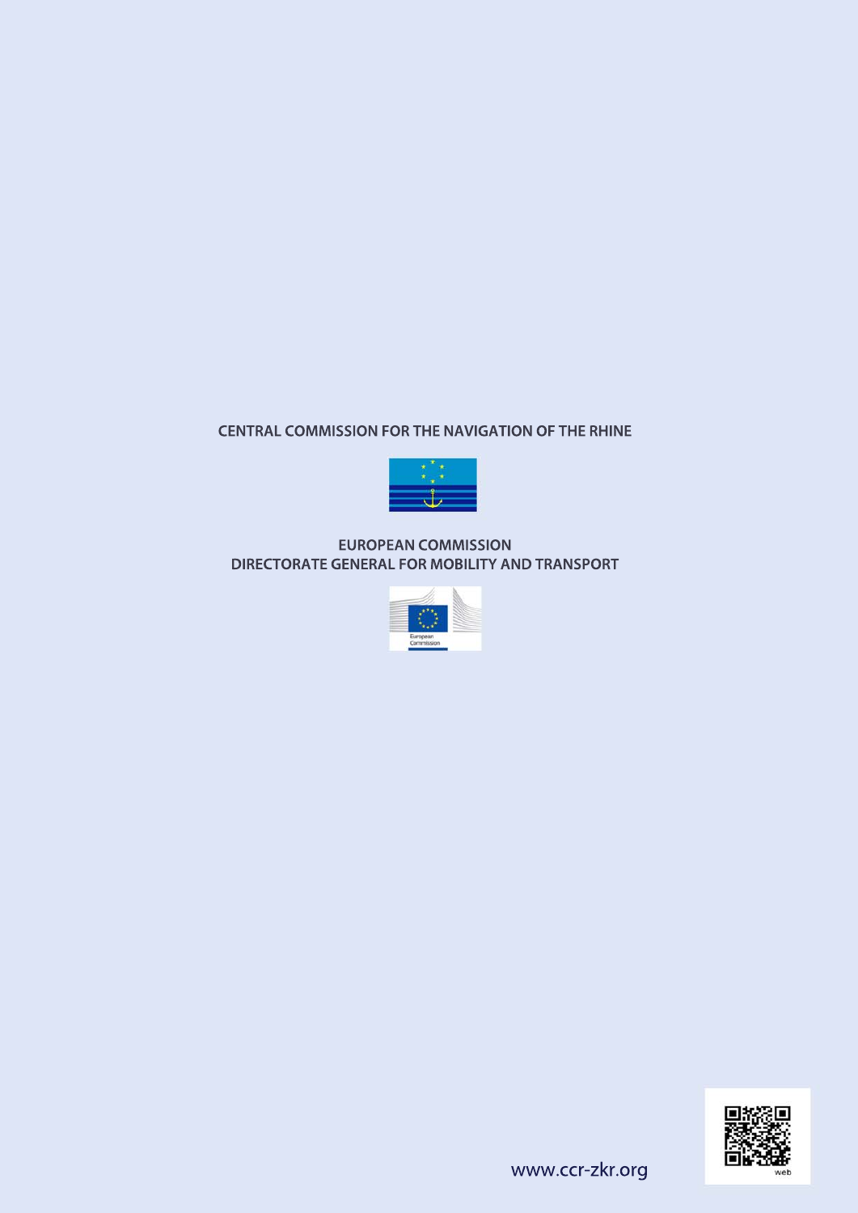CENTRAL COMMISSION FOR THE NAVIGATION OF THE RHINE

EUROPEAN COMMISSION
DIRECTORATE GENERAL FOR MOBILITY AND TRANSPORT

www.ccr-zkr.org